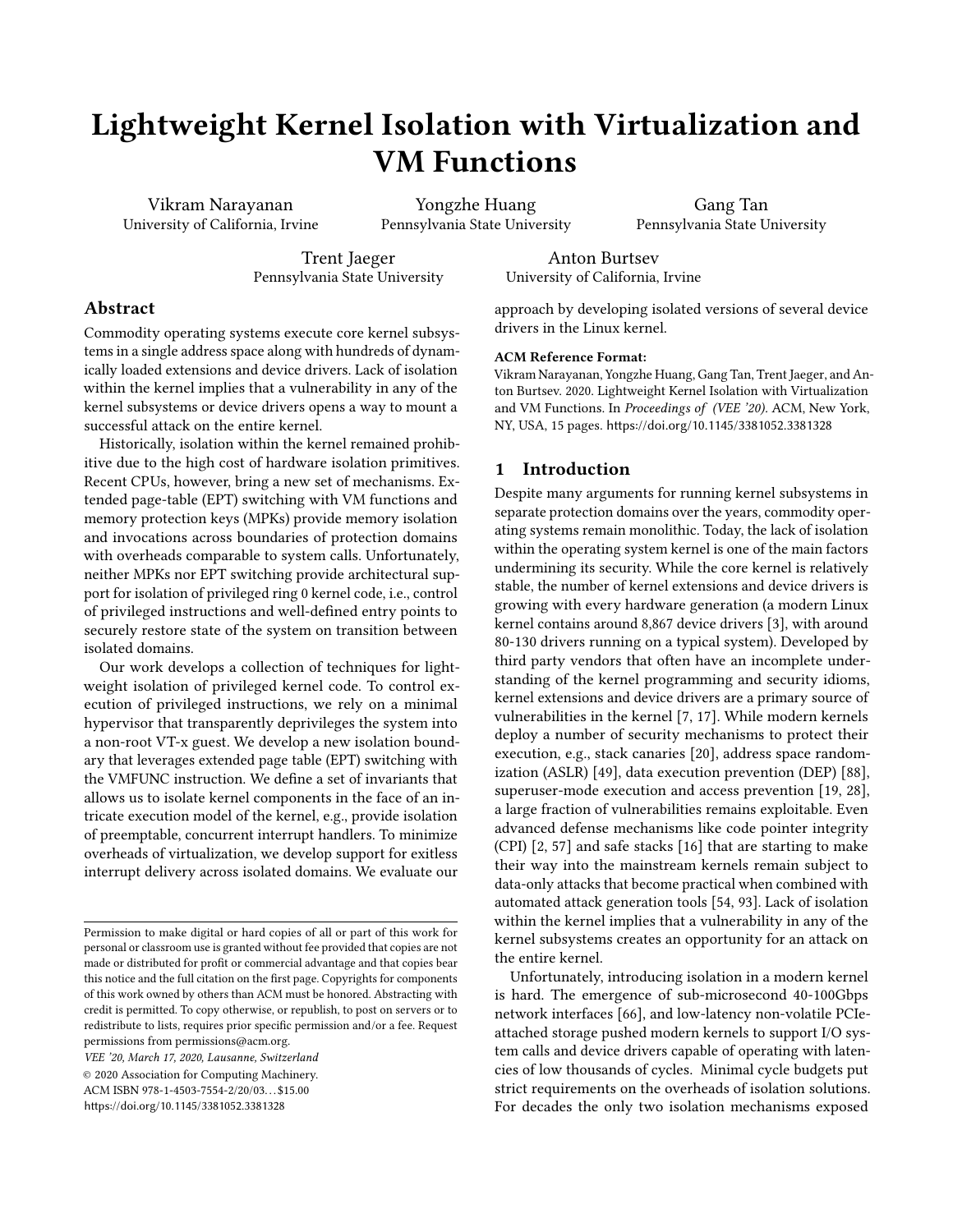# Lightweight Kernel Isolation with Virtualization and VM Functions

Vikram Narayanan
University of California, Irvine

Yongzhe Huang
Pennsylvania State University

Gang Tan
Pennsylvania State University

Trent Jaeger
Pennsylvania State University

Anton Burtsev
University of California, Irvine

## Abstract

Commodity operating systems execute core kernel subsystems in a single address space along with hundreds of dynamically loaded extensions and device drivers. Lack of isolation within the kernel implies that a vulnerability in any of the kernel subsystems or device drivers opens a way to mount a successful attack on the entire kernel.

Historically, isolation within the kernel remained prohibitive due to the high cost of hardware isolation primitives. Recent CPUs, however, bring a new set of mechanisms. Extended page-table (EPT) switching with VM functions and memory protection keys (MPKs) provide memory isolation and invocations across boundaries of protection domains with overheads comparable to system calls. Unfortunately, neither MPKs nor EPT switching provide architectural support for isolation of privileged ring 0 kernel code, i.e., control of privileged instructions and well-defined entry points to securely restore state of the system on transition between isolated domains.

Our work develops a collection of techniques for lightweight isolation of privileged kernel code. To control execution of privileged instructions, we rely on a minimal hypervisor that transparently deprivileges the system into a non-root VT-x guest. We develop a new isolation boundary that leverages extended page table (EPT) switching with the VMFUNC instruction. We define a set of invariants that allows us to isolate kernel components in the face of an intricate execution model of the kernel, e.g., provide isolation of preemptable, concurrent interrupt handlers. To minimize overheads of virtualization, we develop support for exitless interrupt delivery across isolated domains. We evaluate our approach by developing isolated versions of several device drivers in the Linux kernel.

**ACM Reference Format:**
Vikram Narayanan, Yongzhe Huang, Gang Tan, Trent Jaeger, and Anton Burtsev. 2020. Lightweight Kernel Isolation with Virtualization and VM Functions. In *Proceedings of (VEE '20)*. ACM, New York, NY, USA, 15 pages. https://doi.org/10.1145/3381052.3381328

Permission to make digital or hard copies of all or part of this work for personal or classroom use is granted without fee provided that copies are not made or distributed for profit or commercial advantage and that copies bear this notice and the full citation on the first page. Copyrights for components of this work owned by others than ACM must be honored. Abstracting with credit is permitted. To copy otherwise, or republish, to post on servers or to redistribute to lists, requires prior specific permission and/or a fee. Request permissions from permissions@acm.org.
*VEE '20, March 17, 2020, Lausanne, Switzerland*
© 2020 Association for Computing Machinery.
ACM ISBN 978-1-4503-7554-2/20/03…$15.00
https://doi.org/10.1145/3381052.3381328

## 1 Introduction

Despite many arguments for running kernel subsystems in separate protection domains over the years, commodity operating systems remain monolithic. Today, the lack of isolation within the operating system kernel is one of the main factors undermining its security. While the core kernel is relatively stable, the number of kernel extensions and device drivers is growing with every hardware generation (a modern Linux kernel contains around 8,867 device drivers [3], with around 80-130 drivers running on a typical system). Developed by third party vendors that often have an incomplete understanding of the kernel programming and security idioms, kernel extensions and device drivers are a primary source of vulnerabilities in the kernel [7, 17]. While modern kernels deploy a number of security mechanisms to protect their execution, e.g., stack canaries [20], address space randomization (ASLR) [49], data execution prevention (DEP) [88], superuser-mode execution and access prevention [19, 28], a large fraction of vulnerabilities remains exploitable. Even advanced defense mechanisms like code pointer integrity (CPI) [2, 57] and safe stacks [16] that are starting to make their way into the mainstream kernels remain subject to data-only attacks that become practical when combined with automated attack generation tools [54, 93]. Lack of isolation within the kernel implies that a vulnerability in any of the kernel subsystems creates an opportunity for an attack on the entire kernel.

Unfortunately, introducing isolation in a modern kernel is hard. The emergence of sub-microsecond 40-100Gbps network interfaces [66], and low-latency non-volatile PCIe-attached storage pushed modern kernels to support I/O system calls and device drivers capable of operating with latencies of low thousands of cycles. Minimal cycle budgets put strict requirements on the overheads of isolation solutions. For decades the only two isolation mechanisms exposed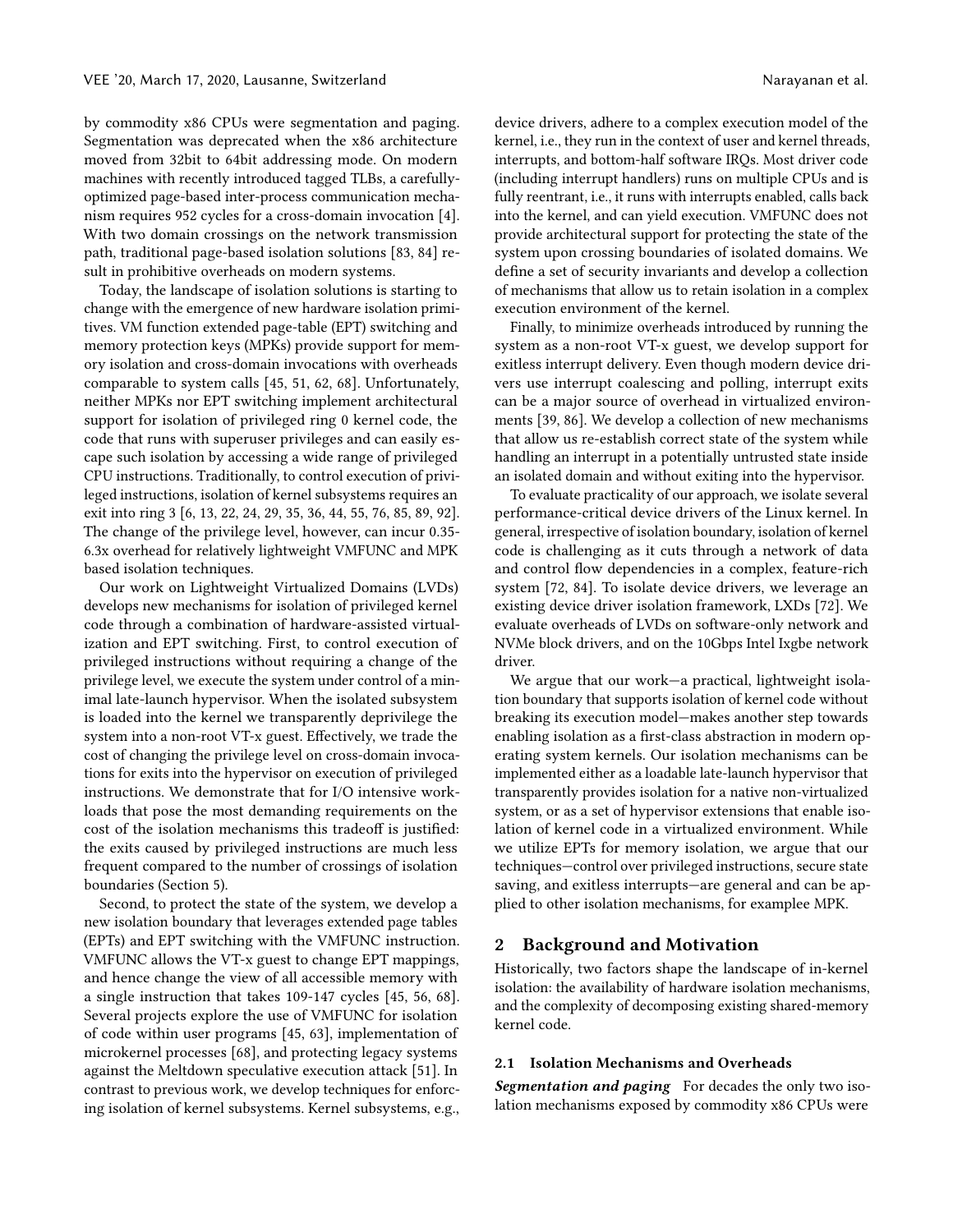by commodity x86 CPUs were segmentation and paging. Segmentation was deprecated when the x86 architecture moved from 32bit to 64bit addressing mode. On modern machines with recently introduced tagged TLBs, a carefully-optimized page-based inter-process communication mechanism requires 952 cycles for a cross-domain invocation [4]. With two domain crossings on the network transmission path, traditional page-based isolation solutions [83, 84] result in prohibitive overheads on modern systems.

Today, the landscape of isolation solutions is starting to change with the emergence of new hardware isolation primitives. VM function extended page-table (EPT) switching and memory protection keys (MPKs) provide support for memory isolation and cross-domain invocations with overheads comparable to system calls [45, 51, 62, 68]. Unfortunately, neither MPKs nor EPT switching implement architectural support for isolation of privileged ring 0 kernel code, the code that runs with superuser privileges and can easily escape such isolation by accessing a wide range of privileged CPU instructions. Traditionally, to control execution of privileged instructions, isolation of kernel subsystems requires an exit into ring 3 [6, 13, 22, 24, 29, 35, 36, 44, 55, 76, 85, 89, 92]. The change of the privilege level, however, can incur 0.35-6.3x overhead for relatively lightweight VMFUNC and MPK based isolation techniques.

Our work on Lightweight Virtualized Domains (LVDs) develops new mechanisms for isolation of privileged kernel code through a combination of hardware-assisted virtualization and EPT switching. First, to control execution of privileged instructions without requiring a change of the privilege level, we execute the system under control of a minimal late-launch hypervisor. When the isolated subsystem is loaded into the kernel we transparently deprivilege the system into a non-root VT-x guest. Effectively, we trade the cost of changing the privilege level on cross-domain invocations for exits into the hypervisor on execution of privileged instructions. We demonstrate that for I/O intensive workloads that pose the most demanding requirements on the cost of the isolation mechanisms this tradeoff is justified: the exits caused by privileged instructions are much less frequent compared to the number of crossings of isolation boundaries (Section 5).

Second, to protect the state of the system, we develop a new isolation boundary that leverages extended page tables (EPTs) and EPT switching with the VMFUNC instruction. VMFUNC allows the VT-x guest to change EPT mappings, and hence change the view of all accessible memory with a single instruction that takes 109-147 cycles [45, 56, 68]. Several projects explore the use of VMFUNC for isolation of code within user programs [45, 63], implementation of microkernel processes [68], and protecting legacy systems against the Meltdown speculative execution attack [51]. In contrast to previous work, we develop techniques for enforcing isolation of kernel subsystems. Kernel subsystems, e.g., device drivers, adhere to a complex execution model of the kernel, i.e., they run in the context of user and kernel threads, interrupts, and bottom-half software IRQs. Most driver code (including interrupt handlers) runs on multiple CPUs and is fully reentrant, i.e., it runs with interrupts enabled, calls back into the kernel, and can yield execution. VMFUNC does not provide architectural support for protecting the state of the system upon crossing boundaries of isolated domains. We define a set of security invariants and develop a collection of mechanisms that allow us to retain isolation in a complex execution environment of the kernel.

Finally, to minimize overheads introduced by running the system as a non-root VT-x guest, we develop support for exitless interrupt delivery. Even though modern device drivers use interrupt coalescing and polling, interrupt exits can be a major source of overhead in virtualized environments [39, 86]. We develop a collection of new mechanisms that allow us re-establish correct state of the system while handling an interrupt in a potentially untrusted state inside an isolated domain and without exiting into the hypervisor.

To evaluate practicality of our approach, we isolate several performance-critical device drivers of the Linux kernel. In general, irrespective of isolation boundary, isolation of kernel code is challenging as it cuts through a network of data and control flow dependencies in a complex, feature-rich system [72, 84]. To isolate device drivers, we leverage an existing device driver isolation framework, LXDs [72]. We evaluate overheads of LVDs on software-only network and NVMe block drivers, and on the 10Gbps Intel Ixgbe network driver.

We argue that our work—a practical, lightweight isolation boundary that supports isolation of kernel code without breaking its execution model—makes another step towards enabling isolation as a first-class abstraction in modern operating system kernels. Our isolation mechanisms can be implemented either as a loadable late-launch hypervisor that transparently provides isolation for a native non-virtualized system, or as a set of hypervisor extensions that enable isolation of kernel code in a virtualized environment. While we utilize EPTs for memory isolation, we argue that our techniques—control over privileged instructions, secure state saving, and exitless interrupts—are general and can be applied to other isolation mechanisms, for examplee MPK.

## 2 Background and Motivation

Historically, two factors shape the landscape of in-kernel isolation: the availability of hardware isolation mechanisms, and the complexity of decomposing existing shared-memory kernel code.

### 2.1 Isolation Mechanisms and Overheads

***Segmentation and paging*** For decades the only two isolation mechanisms exposed by commodity x86 CPUs were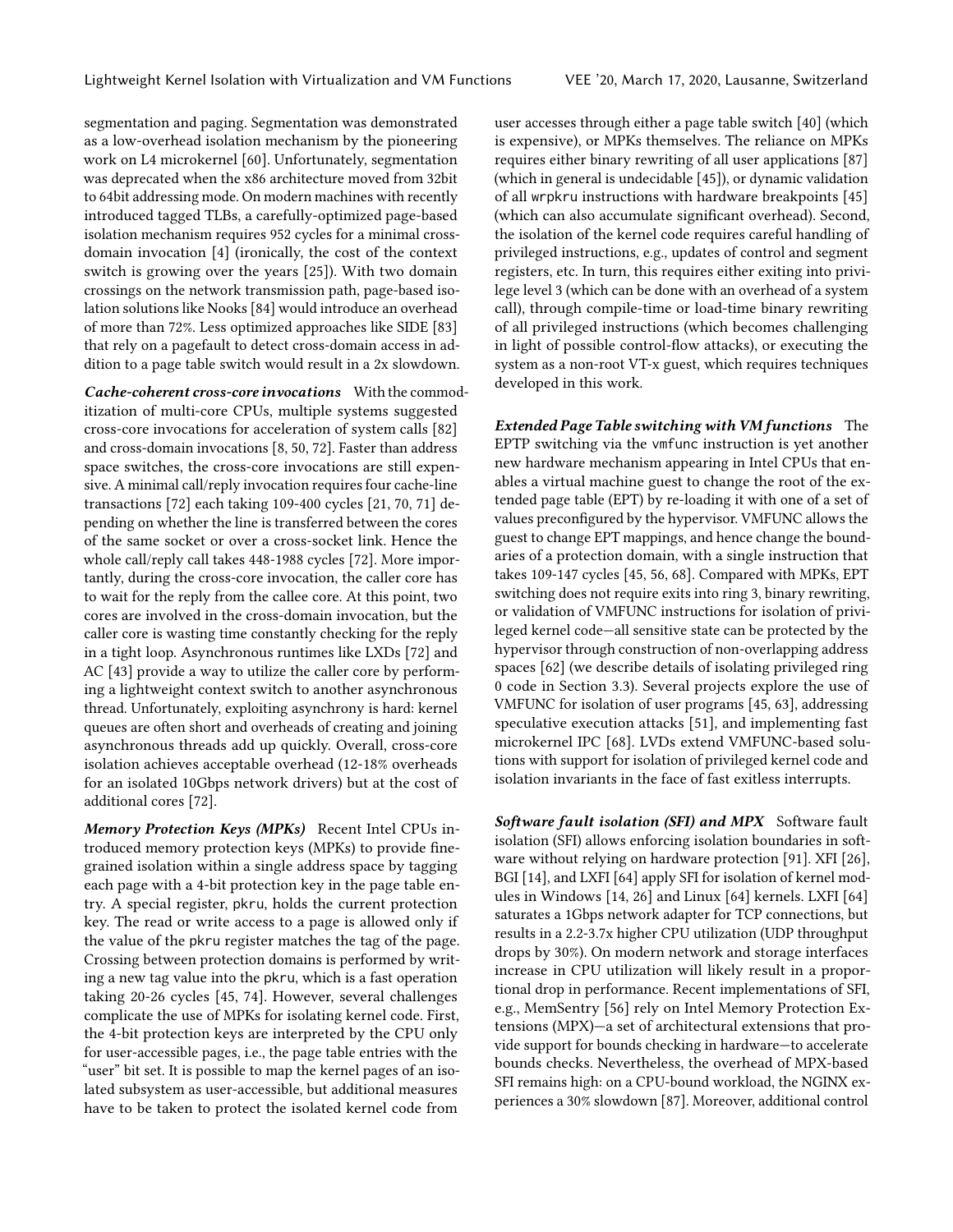segmentation and paging. Segmentation was demonstrated as a low-overhead isolation mechanism by the pioneering work on L4 microkernel [60]. Unfortunately, segmentation was deprecated when the x86 architecture moved from 32bit to 64bit addressing mode. On modern machines with recently introduced tagged TLBs, a carefully-optimized page-based isolation mechanism requires 952 cycles for a minimal cross-domain invocation [4] (ironically, the cost of the context switch is growing over the years [25]). With two domain crossings on the network transmission path, page-based isolation solutions like Nooks [84] would introduce an overhead of more than 72%. Less optimized approaches like SIDE [83] that rely on a pagefault to detect cross-domain access in addition to a page table switch would result in a 2x slowdown.

***Cache-coherent cross-core invocations*** With the commoditization of multi-core CPUs, multiple systems suggested cross-core invocations for acceleration of system calls [82] and cross-domain invocations [8, 50, 72]. Faster than address space switches, the cross-core invocations are still expensive. A minimal call/reply invocation requires four cache-line transactions [72] each taking 109-400 cycles [21, 70, 71] depending on whether the line is transferred between the cores of the same socket or over a cross-socket link. Hence the whole call/reply call takes 448-1988 cycles [72]. More importantly, during the cross-core invocation, the caller core has to wait for the reply from the callee core. At this point, two cores are involved in the cross-domain invocation, but the caller core is wasting time constantly checking for the reply in a tight loop. Asynchronous runtimes like LXDs [72] and AC [43] provide a way to utilize the caller core by performing a lightweight context switch to another asynchronous thread. Unfortunately, exploiting asynchrony is hard: kernel queues are often short and overheads of creating and joining asynchronous threads add up quickly. Overall, cross-core isolation achieves acceptable overhead (12-18% overheads for an isolated 10Gbps network drivers) but at the cost of additional cores [72].

***Memory Protection Keys (MPKs)*** Recent Intel CPUs introduced memory protection keys (MPKs) to provide fine-grained isolation within a single address space by tagging each page with a 4-bit protection key in the page table entry. A special register, `pkru`, holds the current protection key. The read or write access to a page is allowed only if the value of the `pkru` register matches the tag of the page. Crossing between protection domains is performed by writing a new tag value into the `pkru`, which is a fast operation taking 20-26 cycles [45, 74]. However, several challenges complicate the use of MPKs for isolating kernel code. First, the 4-bit protection keys are interpreted by the CPU only for user-accessible pages, i.e., the page table entries with the "user" bit set. It is possible to map the kernel pages of an isolated subsystem as user-accessible, but additional measures have to be taken to protect the isolated kernel code from user accesses through either a page table switch [40] (which is expensive), or MPKs themselves. The reliance on MPKs requires either binary rewriting of all user applications [87] (which in general is undecidable [45]), or dynamic validation of all `wrpkru` instructions with hardware breakpoints [45] (which can also accumulate significant overhead). Second, the isolation of the kernel code requires careful handling of privileged instructions, e.g., updates of control and segment registers, etc. In turn, this requires either exiting into privilege level 3 (which can be done with an overhead of a system call), through compile-time or load-time binary rewriting of all privileged instructions (which becomes challenging in light of possible control-flow attacks), or executing the system as a non-root VT-x guest, which requires techniques developed in this work.

***Extended Page Table switching with VM functions*** The EPTP switching via the `vmfunc` instruction is yet another new hardware mechanism appearing in Intel CPUs that enables a virtual machine guest to change the root of the extended page table (EPT) by re-loading it with one of a set of values preconfigured by the hypervisor. VMFUNC allows the guest to change EPT mappings, and hence change the boundaries of a protection domain, with a single instruction that takes 109-147 cycles [45, 56, 68]. Compared with MPKs, EPT switching does not require exits into ring 3, binary rewriting, or validation of VMFUNC instructions for isolation of privileged kernel code—all sensitive state can be protected by the hypervisor through construction of non-overlapping address spaces [62] (we describe details of isolating privileged ring 0 code in Section 3.3). Several projects explore the use of VMFUNC for isolation of user programs [45, 63], addressing speculative execution attacks [51], and implementing fast microkernel IPC [68]. LVDs extend VMFUNC-based solutions with support for isolation of privileged kernel code and isolation invariants in the face of fast exitless interrupts.

***Software fault isolation (SFI) and MPX*** Software fault isolation (SFI) allows enforcing isolation boundaries in software without relying on hardware protection [91]. XFI [26], BGI [14], and LXFI [64] apply SFI for isolation of kernel modules in Windows [14, 26] and Linux [64] kernels. LXFI [64] saturates a 1Gbps network adapter for TCP connections, but results in a 2.2-3.7x higher CPU utilization (UDP throughput drops by 30%). On modern network and storage interfaces increase in CPU utilization will likely result in a proportional drop in performance. Recent implementations of SFI, e.g., MemSentry [56] rely on Intel Memory Protection Extensions (MPX)—a set of architectural extensions that provide support for bounds checking in hardware—to accelerate bounds checks. Nevertheless, the overhead of MPX-based SFI remains high: on a CPU-bound workload, the NGINX experiences a 30% slowdown [87]. Moreover, additional control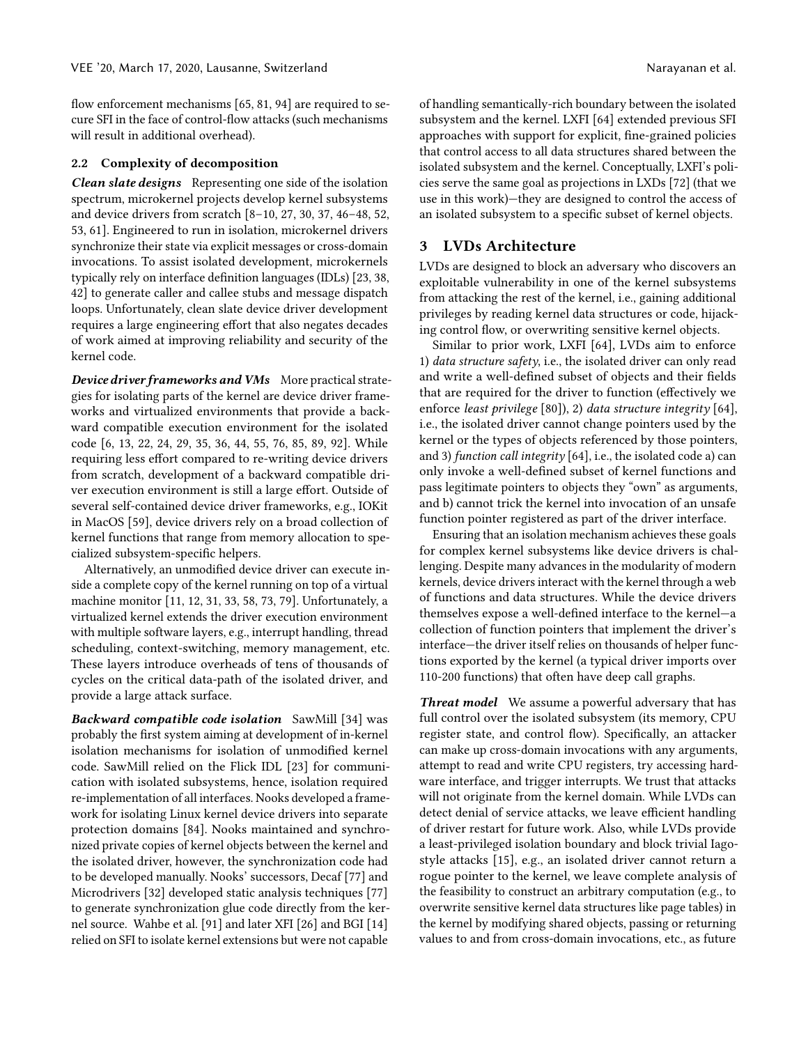flow enforcement mechanisms [65, 81, 94] are required to secure SFI in the face of control-flow attacks (such mechanisms will result in additional overhead).

### 2.2 Complexity of decomposition

***Clean slate designs*** Representing one side of the isolation spectrum, microkernel projects develop kernel subsystems and device drivers from scratch [8–10, 27, 30, 37, 46–48, 52, 53, 61]. Engineered to run in isolation, microkernel drivers synchronize their state via explicit messages or cross-domain invocations. To assist isolated development, microkernels typically rely on interface definition languages (IDLs) [23, 38, 42] to generate caller and callee stubs and message dispatch loops. Unfortunately, clean slate device driver development requires a large engineering effort that also negates decades of work aimed at improving reliability and security of the kernel code.

***Device driver frameworks and VMs*** More practical strategies for isolating parts of the kernel are device driver frameworks and virtualized environments that provide a backward compatible execution environment for the isolated code [6, 13, 22, 24, 29, 35, 36, 44, 55, 76, 85, 89, 92]. While requiring less effort compared to re-writing device drivers from scratch, development of a backward compatible driver execution environment is still a large effort. Outside of several self-contained device driver frameworks, e.g., IOKit in MacOS [59], device drivers rely on a broad collection of kernel functions that range from memory allocation to specialized subsystem-specific helpers.

Alternatively, an unmodified device driver can execute inside a complete copy of the kernel running on top of a virtual machine monitor [11, 12, 31, 33, 58, 73, 79]. Unfortunately, a virtualized kernel extends the driver execution environment with multiple software layers, e.g., interrupt handling, thread scheduling, context-switching, memory management, etc. These layers introduce overheads of tens of thousands of cycles on the critical data-path of the isolated driver, and provide a large attack surface.

***Backward compatible code isolation*** SawMill [34] was probably the first system aiming at development of in-kernel isolation mechanisms for isolation of unmodified kernel code. SawMill relied on the Flick IDL [23] for communication with isolated subsystems, hence, isolation required re-implementation of all interfaces. Nooks developed a framework for isolating Linux kernel device drivers into separate protection domains [84]. Nooks maintained and synchronized private copies of kernel objects between the kernel and the isolated driver, however, the synchronization code had to be developed manually. Nooks' successors, Decaf [77] and Microdrivers [32] developed static analysis techniques [77] to generate synchronization glue code directly from the kernel source. Wahbe et al. [91] and later XFI [26] and BGI [14] relied on SFI to isolate kernel extensions but were not capable of handling semantically-rich boundary between the isolated subsystem and the kernel. LXFI [64] extended previous SFI approaches with support for explicit, fine-grained policies that control access to all data structures shared between the isolated subsystem and the kernel. Conceptually, LXFI's policies serve the same goal as projections in LXDs [72] (that we use in this work)—they are designed to control the access of an isolated subsystem to a specific subset of kernel objects.

## 3 LVDs Architecture

LVDs are designed to block an adversary who discovers an exploitable vulnerability in one of the kernel subsystems from attacking the rest of the kernel, i.e., gaining additional privileges by reading kernel data structures or code, hijacking control flow, or overwriting sensitive kernel objects.

Similar to prior work, LXFI [64], LVDs aim to enforce 1) *data structure safety*, i.e., the isolated driver can only read and write a well-defined subset of objects and their fields that are required for the driver to function (effectively we enforce *least privilege* [80]), 2) *data structure integrity* [64], i.e., the isolated driver cannot change pointers used by the kernel or the types of objects referenced by those pointers, and 3) *function call integrity* [64], i.e., the isolated code a) can only invoke a well-defined subset of kernel functions and pass legitimate pointers to objects they "own" as arguments, and b) cannot trick the kernel into invocation of an unsafe function pointer registered as part of the driver interface.

Ensuring that an isolation mechanism achieves these goals for complex kernel subsystems like device drivers is challenging. Despite many advances in the modularity of modern kernels, device drivers interact with the kernel through a web of functions and data structures. While the device drivers themselves expose a well-defined interface to the kernel—a collection of function pointers that implement the driver's interface—the driver itself relies on thousands of helper functions exported by the kernel (a typical driver imports over 110-200 functions) that often have deep call graphs.

***Threat model*** We assume a powerful adversary that has full control over the isolated subsystem (its memory, CPU register state, and control flow). Specifically, an attacker can make up cross-domain invocations with any arguments, attempt to read and write CPU registers, try accessing hardware interface, and trigger interrupts. We trust that attacks will not originate from the kernel domain. While LVDs can detect denial of service attacks, we leave efficient handling of driver restart for future work. Also, while LVDs provide a least-privileged isolation boundary and block trivial Iago-style attacks [15], e.g., an isolated driver cannot return a rogue pointer to the kernel, we leave complete analysis of the feasibility to construct an arbitrary computation (e.g., to overwrite sensitive kernel data structures like page tables) in the kernel by modifying shared objects, passing or returning values to and from cross-domain invocations, etc., as future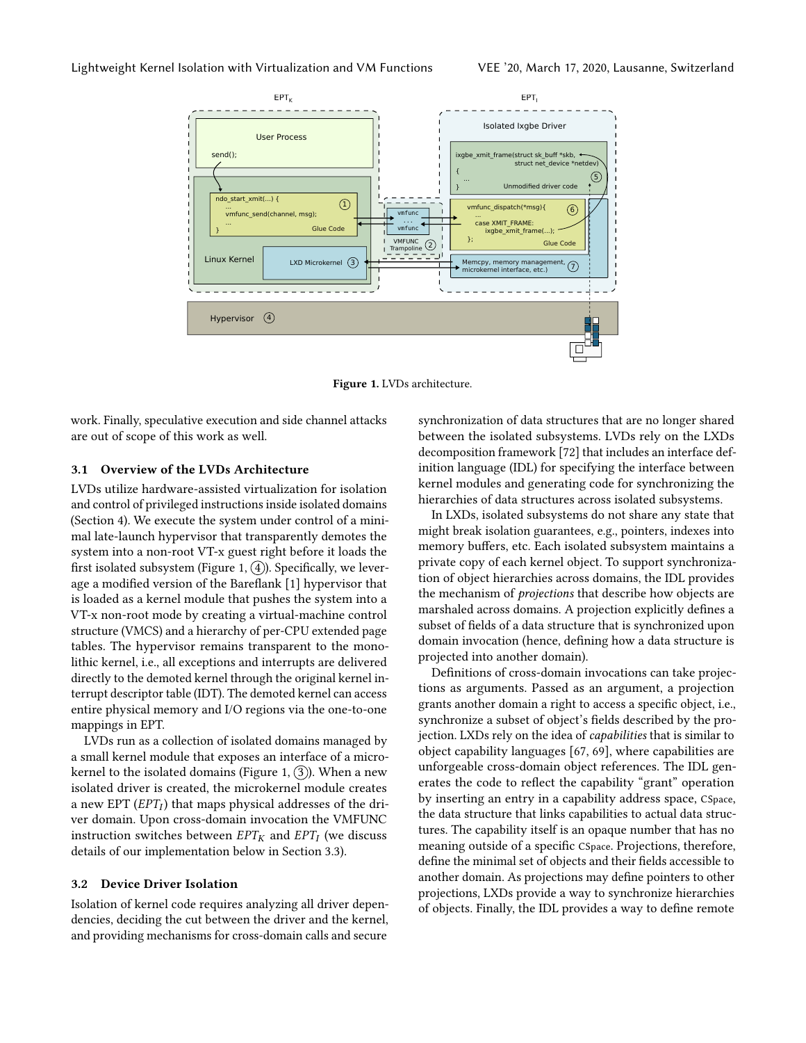**Figure 1.** LVDs architecture.

work. Finally, speculative execution and side channel attacks are out of scope of this work as well.

### 3.1 Overview of the LVDs Architecture

LVDs utilize hardware-assisted virtualization for isolation and control of privileged instructions inside isolated domains (Section 4). We execute the system under control of a minimal late-launch hypervisor that transparently demotes the system into a non-root VT-x guest right before it loads the first isolated subsystem (Figure 1, ④). Specifically, we leverage a modified version of the Bareflank [1] hypervisor that is loaded as a kernel module that pushes the system into a VT-x non-root mode by creating a virtual-machine control structure (VMCS) and a hierarchy of per-CPU extended page tables. The hypervisor remains transparent to the monolithic kernel, i.e., all exceptions and interrupts are delivered directly to the demoted kernel through the original kernel interrupt descriptor table (IDT). The demoted kernel can access entire physical memory and I/O regions via the one-to-one mappings in EPT.

LVDs run as a collection of isolated domains managed by a small kernel module that exposes an interface of a microkernel to the isolated domains (Figure 1, ③). When a new isolated driver is created, the microkernel module creates a new EPT ($EPT_I$) that maps physical addresses of the driver domain. Upon cross-domain invocation the VMFUNC instruction switches between $EPT_K$ and $EPT_I$ (we discuss details of our implementation below in Section 3.3).

### 3.2 Device Driver Isolation

Isolation of kernel code requires analyzing all driver dependencies, deciding the cut between the driver and the kernel, and providing mechanisms for cross-domain calls and secure synchronization of data structures that are no longer shared between the isolated subsystems. LVDs rely on the LXDs decomposition framework [72] that includes an interface definition language (IDL) for specifying the interface between kernel modules and generating code for synchronizing the hierarchies of data structures across isolated subsystems.

In LXDs, isolated subsystems do not share any state that might break isolation guarantees, e.g., pointers, indexes into memory buffers, etc. Each isolated subsystem maintains a private copy of each kernel object. To support synchronization of object hierarchies across domains, the IDL provides the mechanism of *projections* that describe how objects are marshaled across domains. A projection explicitly defines a subset of fields of a data structure that is synchronized upon domain invocation (hence, defining how a data structure is projected into another domain).

Definitions of cross-domain invocations can take projections as arguments. Passed as an argument, a projection grants another domain a right to access a specific object, i.e., synchronize a subset of object's fields described by the projection. LXDs rely on the idea of *capabilities* that is similar to object capability languages [67, 69], where capabilities are unforgeable cross-domain object references. The IDL generates the code to reflect the capability "grant" operation by inserting an entry in a capability address space, CSpace, the data structure that links capabilities to actual data structures. The capability itself is an opaque number that has no meaning outside of a specific CSpace. Projections, therefore, define the minimal set of objects and their fields accessible to another domain. As projections may define pointers to other projections, LXDs provide a way to synchronize hierarchies of objects. Finally, the IDL provides a way to define remote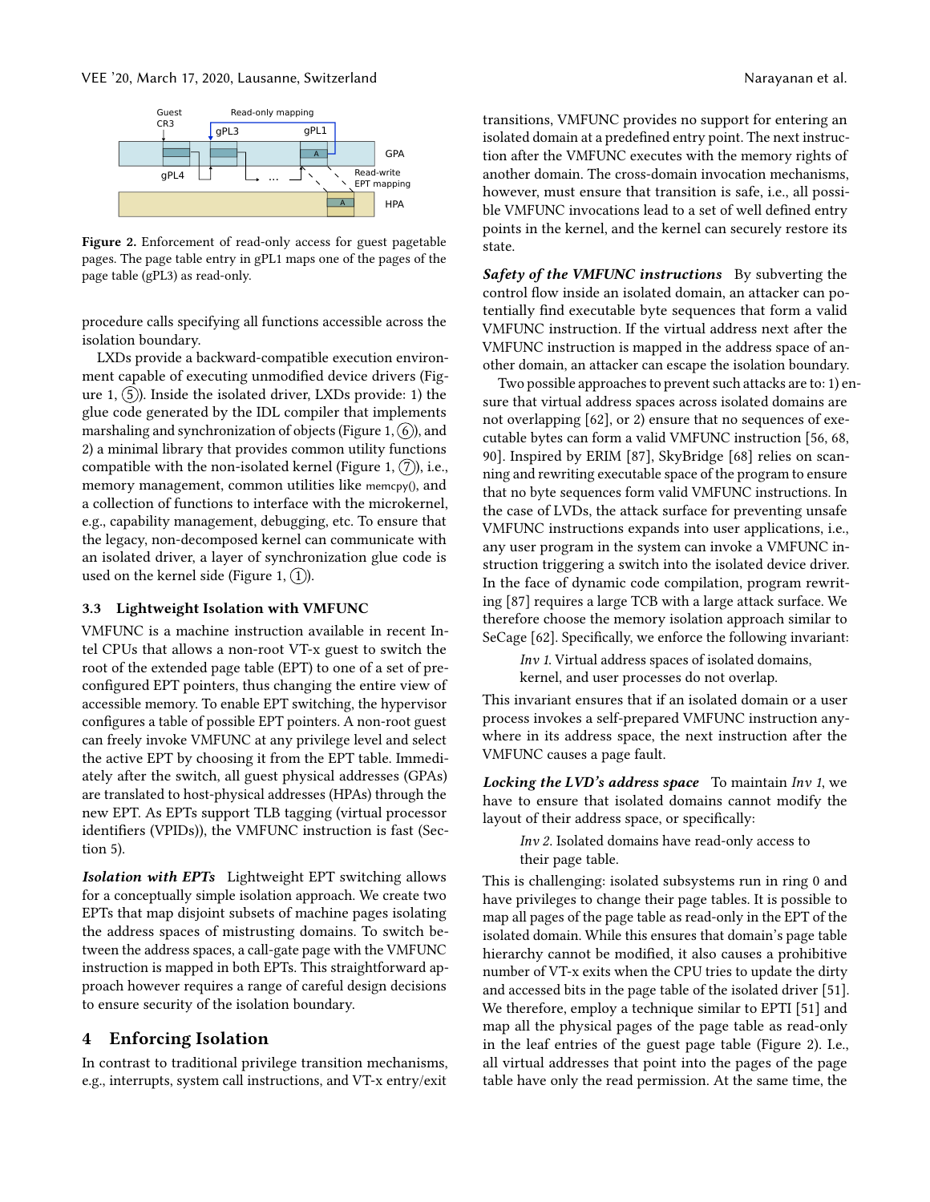Figure 2. Enforcement of read-only access for guest pagetable pages. The page table entry in gPL1 maps one of the pages of the page table (gPL3) as read-only.

procedure calls specifying all functions accessible across the isolation boundary.

LXDs provide a backward-compatible execution environment capable of executing unmodified device drivers (Figure 1, ⑤). Inside the isolated driver, LXDs provide: 1) the glue code generated by the IDL compiler that implements marshaling and synchronization of objects (Figure 1, ⑥), and 2) a minimal library that provides common utility functions compatible with the non-isolated kernel (Figure 1, ⑦), i.e., memory management, common utilities like memcpy(), and a collection of functions to interface with the microkernel, e.g., capability management, debugging, etc. To ensure that the legacy, non-decomposed kernel can communicate with an isolated driver, a layer of synchronization glue code is used on the kernel side (Figure 1, ①).

### 3.3 Lightweight Isolation with VMFUNC

VMFUNC is a machine instruction available in recent Intel CPUs that allows a non-root VT-x guest to switch the root of the extended page table (EPT) to one of a set of preconfigured EPT pointers, thus changing the entire view of accessible memory. To enable EPT switching, the hypervisor configures a table of possible EPT pointers. A non-root guest can freely invoke VMFUNC at any privilege level and select the active EPT by choosing it from the EPT table. Immediately after the switch, all guest physical addresses (GPAs) are translated to host-physical addresses (HPAs) through the new EPT. As EPTs support TLB tagging (virtual processor identifiers (VPIDs)), the VMFUNC instruction is fast (Section 5).

***Isolation with EPTs*** Lightweight EPT switching allows for a conceptually simple isolation approach. We create two EPTs that map disjoint subsets of machine pages isolating the address spaces of mistrusting domains. To switch between the address spaces, a call-gate page with the VMFUNC instruction is mapped in both EPTs. This straightforward approach however requires a range of careful design decisions to ensure security of the isolation boundary.

## 4 Enforcing Isolation

In contrast to traditional privilege transition mechanisms, e.g., interrupts, system call instructions, and VT-x entry/exit transitions, VMFUNC provides no support for entering an isolated domain at a predefined entry point. The next instruction after the VMFUNC executes with the memory rights of another domain. The cross-domain invocation mechanisms, however, must ensure that transition is safe, i.e., all possible VMFUNC invocations lead to a set of well defined entry points in the kernel, and the kernel can securely restore its state.

***Safety of the VMFUNC instructions*** By subverting the control flow inside an isolated domain, an attacker can potentially find executable byte sequences that form a valid VMFUNC instruction. If the virtual address next after the VMFUNC instruction is mapped in the address space of another domain, an attacker can escape the isolation boundary.

Two possible approaches to prevent such attacks are to: 1) ensure that virtual address spaces across isolated domains are not overlapping [62], or 2) ensure that no sequences of executable bytes can form a valid VMFUNC instruction [56, 68, 90]. Inspired by ERIM [87], SkyBridge [68] relies on scanning and rewriting executable space of the program to ensure that no byte sequences form valid VMFUNC instructions. In the case of LVDs, the attack surface for preventing unsafe VMFUNC instructions expands into user applications, i.e., any user program in the system can invoke a VMFUNC instruction triggering a switch into the isolated device driver. In the face of dynamic code compilation, program rewriting [87] requires a large TCB with a large attack surface. We therefore choose the memory isolation approach similar to SeCage [62]. Specifically, we enforce the following invariant:

> *Inv 1.* Virtual address spaces of isolated domains, kernel, and user processes do not overlap.

This invariant ensures that if an isolated domain or a user process invokes a self-prepared VMFUNC instruction anywhere in its address space, the next instruction after the VMFUNC causes a page fault.

***Locking the LVD's address space*** To maintain *Inv 1*, we have to ensure that isolated domains cannot modify the layout of their address space, or specifically:

> *Inv 2.* Isolated domains have read-only access to their page table.

This is challenging: isolated subsystems run in ring 0 and have privileges to change their page tables. It is possible to map all pages of the page table as read-only in the EPT of the isolated domain. While this ensures that domain's page table hierarchy cannot be modified, it also causes a prohibitive number of VT-x exits when the CPU tries to update the dirty and accessed bits in the page table of the isolated driver [51]. We therefore, employ a technique similar to EPTI [51] and map all the physical pages of the page table as read-only in the leaf entries of the guest page table (Figure 2). I.e., all virtual addresses that point into the pages of the page table have only the read permission. At the same time, the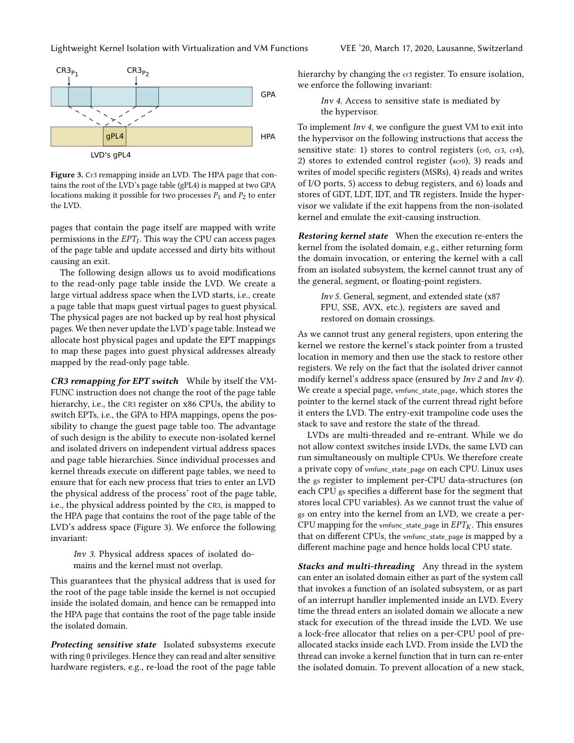Figure 3. Cr3 remapping inside an LVD. The HPA page that contains the root of the LVD's page table (gPL4) is mapped at two GPA locations making it possible for two processes $P_1$ and $P_2$ to enter the LVD.

pages that contain the page itself are mapped with write permissions in the $EPT_I$. This way the CPU can access pages of the page table and update accessed and dirty bits without causing an exit.

The following design allows us to avoid modifications to the read-only page table inside the LVD. We create a large virtual address space when the LVD starts, i.e., create a page table that maps guest virtual pages to guest physical. The physical pages are not backed up by real host physical pages. We then never update the LVD's page table. Instead we allocate host physical pages and update the EPT mappings to map these pages into guest physical addresses already mapped by the read-only page table.

***CR3 remapping for EPT switch*** While by itself the VMFUNC instruction does not change the root of the page table hierarchy, i.e., the CR3 register on x86 CPUs, the ability to switch EPTs, i.e., the GPA to HPA mappings, opens the possibility to change the guest page table too. The advantage of such design is the ability to execute non-isolated kernel and isolated drivers on independent virtual address spaces and page table hierarchies. Since individual processes and kernel threads execute on different page tables, we need to ensure that for each new process that tries to enter an LVD the physical address of the process' root of the page table, i.e., the physical address pointed by the CR3, is mapped to the HPA page that contains the root of the page table of the LVD's address space (Figure 3). We enforce the following invariant:

> *Inv 3.* Physical address spaces of isolated domains and the kernel must not overlap.

This guarantees that the physical address that is used for the root of the page table inside the kernel is not occupied inside the isolated domain, and hence can be remapped into the HPA page that contains the root of the page table inside the isolated domain.

***Protecting sensitive state*** Isolated subsystems execute with ring 0 privileges. Hence they can read and alter sensitive hardware registers, e.g., re-load the root of the page table hierarchy by changing the cr3 register. To ensure isolation, we enforce the following invariant:

> *Inv 4.* Access to sensitive state is mediated by the hypervisor.

To implement *Inv 4*, we configure the guest VM to exit into the hypervisor on the following instructions that access the sensitive state: 1) stores to control registers (cr0, cr3, cr4), 2) stores to extended control register (xcr0), 3) reads and writes of model specific registers (MSRs), 4) reads and writes of I/O ports, 5) access to debug registers, and 6) loads and stores of GDT, LDT, IDT, and TR registers. Inside the hypervisor we validate if the exit happens from the non-isolated kernel and emulate the exit-causing instruction.

***Restoring kernel state*** When the execution re-enters the kernel from the isolated domain, e.g., either returning form the domain invocation, or entering the kernel with a call from an isolated subsystem, the kernel cannot trust any of the general, segment, or floating-point registers.

> *Inv 5.* General, segment, and extended state (x87 FPU, SSE, AVX, etc.), registers are saved and restored on domain crossings.

As we cannot trust any general registers, upon entering the kernel we restore the kernel's stack pointer from a trusted location in memory and then use the stack to restore other registers. We rely on the fact that the isolated driver cannot modify kernel's address space (ensured by *Inv 2* and *Inv 4*). We create a special page, vmfunc_state_page, which stores the pointer to the kernel stack of the current thread right before it enters the LVD. The entry-exit trampoline code uses the stack to save and restore the state of the thread.

LVDs are multi-threaded and re-entrant. While we do not allow context switches inside LVDs, the same LVD can run simultaneously on multiple CPUs. We therefore create a private copy of vmfunc_state_page on each CPU. Linux uses the gs register to implement per-CPU data-structures (on each CPU gs specifies a different base for the segment that stores local CPU variables). As we cannot trust the value of gs on entry into the kernel from an LVD, we create a per-CPU mapping for the vmfunc_state_page in $EPT_K$. This ensures that on different CPUs, the vmfunc_state_page is mapped by a different machine page and hence holds local CPU state.

***Stacks and multi-threading*** Any thread in the system can enter an isolated domain either as part of the system call that invokes a function of an isolated subsystem, or as part of an interrupt handler implemented inside an LVD. Every time the thread enters an isolated domain we allocate a new stack for execution of the thread inside the LVD. We use a lock-free allocator that relies on a per-CPU pool of pre-allocated stacks inside each LVD. From inside the LVD the thread can invoke a kernel function that in turn can re-enter the isolated domain. To prevent allocation of a new stack,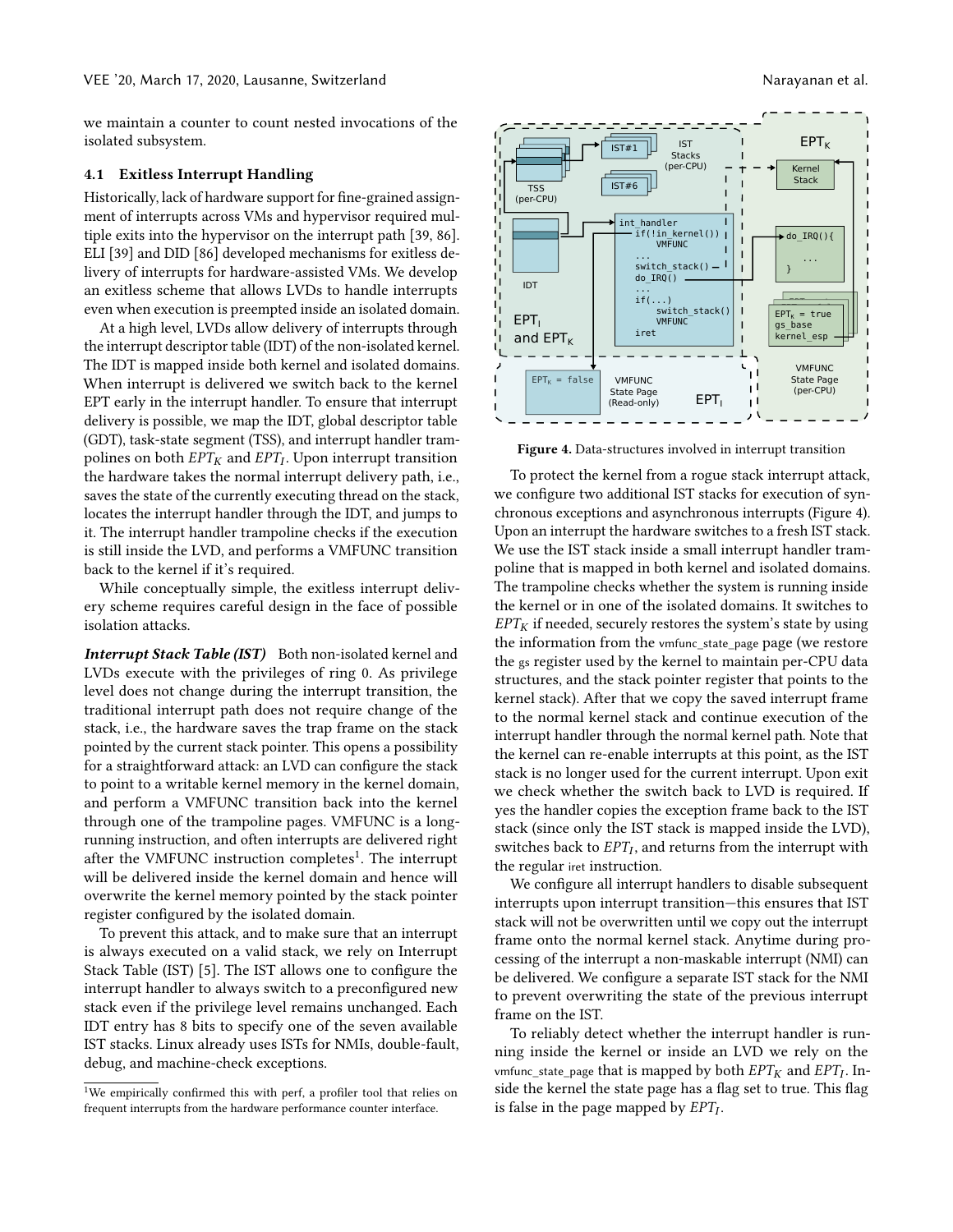we maintain a counter to count nested invocations of the isolated subsystem.

### 4.1 Exitless Interrupt Handling

Historically, lack of hardware support for fine-grained assignment of interrupts across VMs and hypervisor required multiple exits into the hypervisor on the interrupt path [39, 86]. ELI [39] and DID [86] developed mechanisms for exitless delivery of interrupts for hardware-assisted VMs. We develop an exitless scheme that allows LVDs to handle interrupts even when execution is preempted inside an isolated domain.

At a high level, LVDs allow delivery of interrupts through the interrupt descriptor table (IDT) of the non-isolated kernel. The IDT is mapped inside both kernel and isolated domains. When interrupt is delivered we switch back to the kernel EPT early in the interrupt handler. To ensure that interrupt delivery is possible, we map the IDT, global descriptor table (GDT), task-state segment (TSS), and interrupt handler trampolines on both $EPT_K$ and $EPT_I$. Upon interrupt transition the hardware takes the normal interrupt delivery path, i.e., saves the state of the currently executing thread on the stack, locates the interrupt handler through the IDT, and jumps to it. The interrupt handler trampoline checks if the execution is still inside the LVD, and performs a VMFUNC transition back to the kernel if it's required.

While conceptually simple, the exitless interrupt delivery scheme requires careful design in the face of possible isolation attacks.

***Interrupt Stack Table (IST)*** Both non-isolated kernel and LVDs execute with the privileges of ring 0. As privilege level does not change during the interrupt transition, the traditional interrupt path does not require change of the stack, i.e., the hardware saves the trap frame on the stack pointed by the current stack pointer. This opens a possibility for a straightforward attack: an LVD can configure the stack to point to a writable kernel memory in the kernel domain, and perform a VMFUNC transition back into the kernel through one of the trampoline pages. VMFUNC is a long-running instruction, and often interrupts are delivered right after the VMFUNC instruction completes[1]. The interrupt will be delivered inside the kernel domain and hence will overwrite the kernel memory pointed by the stack pointer register configured by the isolated domain.

To prevent this attack, and to make sure that an interrupt is always executed on a valid stack, we rely on Interrupt Stack Table (IST) [5]. The IST allows one to configure the interrupt handler to always switch to a preconfigured new stack even if the privilege level remains unchanged. Each IDT entry has 8 bits to specify one of the seven available IST stacks. Linux already uses ISTs for NMIs, double-fault, debug, and machine-check exceptions.

[1]We empirically confirmed this with perf, a profiler tool that relies on frequent interrupts from the hardware performance counter interface.

Figure 4. Data-structures involved in interrupt transition

To protect the kernel from a rogue stack interrupt attack, we configure two additional IST stacks for execution of synchronous exceptions and asynchronous interrupts (Figure 4). Upon an interrupt the hardware switches to a fresh IST stack. We use the IST stack inside a small interrupt handler trampoline that is mapped in both kernel and isolated domains. The trampoline checks whether the system is running inside the kernel or in one of the isolated domains. It switches to $EPT_K$ if needed, securely restores the system's state by using the information from the vmfunc_state_page page (we restore the gs register used by the kernel to maintain per-CPU data structures, and the stack pointer register that points to the kernel stack). After that we copy the saved interrupt frame to the normal kernel stack and continue execution of the interrupt handler through the normal kernel path. Note that the kernel can re-enable interrupts at this point, as the IST stack is no longer used for the current interrupt. Upon exit we check whether the switch back to LVD is required. If yes the handler copies the exception frame back to the IST stack (since only the IST stack is mapped inside the LVD), switches back to $EPT_I$, and returns from the interrupt with the regular iret instruction.

We configure all interrupt handlers to disable subsequent interrupts upon interrupt transition—this ensures that IST stack will not be overwritten until we copy out the interrupt frame onto the normal kernel stack. Anytime during processing of the interrupt a non-maskable interrupt (NMI) can be delivered. We configure a separate IST stack for the NMI to prevent overwriting the state of the previous interrupt frame on the IST.

To reliably detect whether the interrupt handler is running inside the kernel or inside an LVD we rely on the vmfunc_state_page that is mapped by both $EPT_K$ and $EPT_I$. Inside the kernel the state page has a flag set to true. This flag is false in the page mapped by $EPT_I$.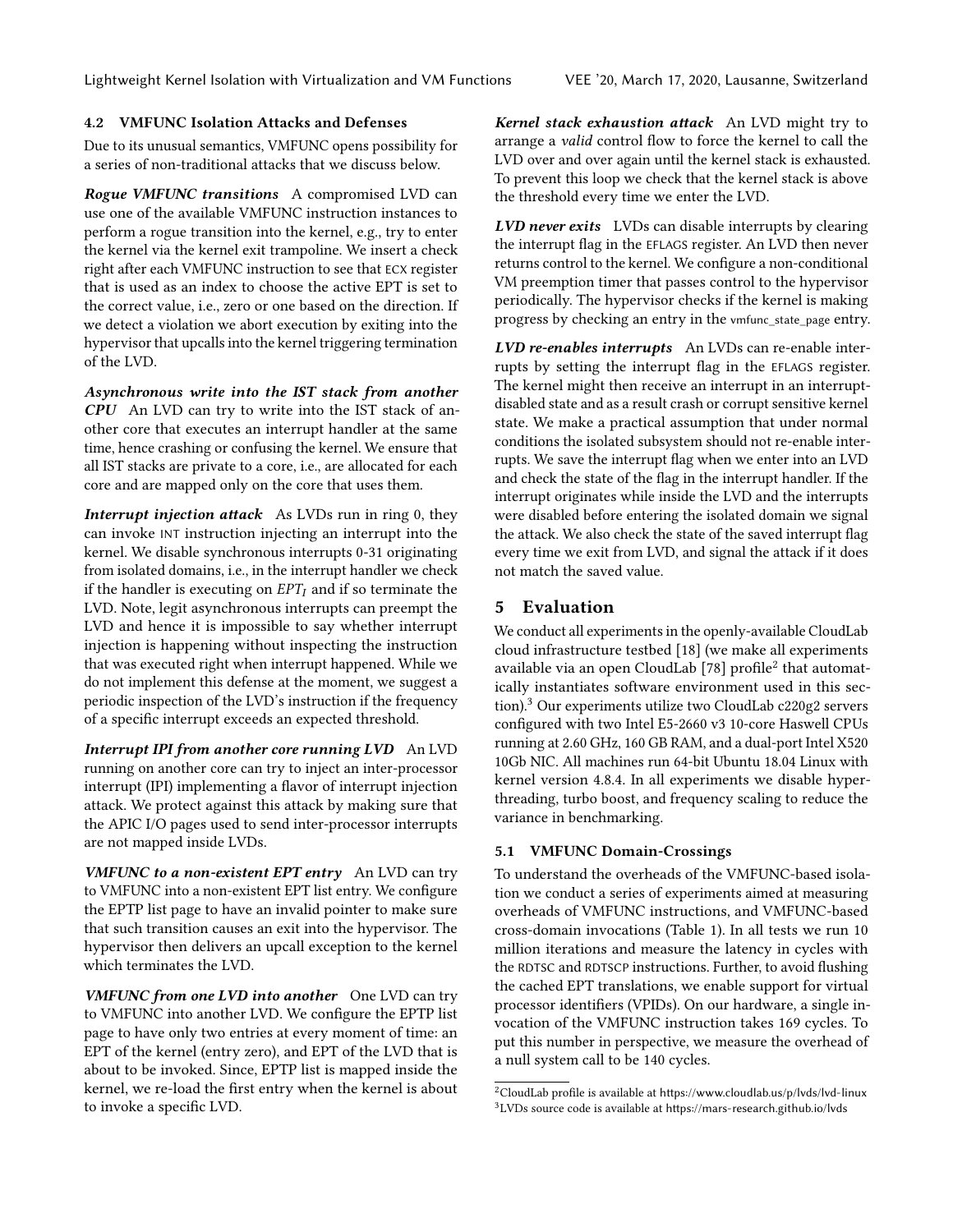### 4.2 VMFUNC Isolation Attacks and Defenses

Due to its unusual semantics, VMFUNC opens possibility for a series of non-traditional attacks that we discuss below.

***Rogue VMFUNC transitions*** A compromised LVD can use one of the available VMFUNC instruction instances to perform a rogue transition into the kernel, e.g., try to enter the kernel via the kernel exit trampoline. We insert a check right after each VMFUNC instruction to see that ECX register that is used as an index to choose the active EPT is set to the correct value, i.e., zero or one based on the direction. If we detect a violation we abort execution by exiting into the hypervisor that upcalls into the kernel triggering termination of the LVD.

***Asynchronous write into the IST stack from another CPU*** An LVD can try to write into the IST stack of another core that executes an interrupt handler at the same time, hence crashing or confusing the kernel. We ensure that all IST stacks are private to a core, i.e., are allocated for each core and are mapped only on the core that uses them.

***Interrupt injection attack*** As LVDs run in ring 0, they can invoke INT instruction injecting an interrupt into the kernel. We disable synchronous interrupts 0-31 originating from isolated domains, i.e., in the interrupt handler we check if the handler is executing on $EPT_I$ and if so terminate the LVD. Note, legit asynchronous interrupts can preempt the LVD and hence it is impossible to say whether interrupt injection is happening without inspecting the instruction that was executed right when interrupt happened. While we do not implement this defense at the moment, we suggest a periodic inspection of the LVD's instruction if the frequency of a specific interrupt exceeds an expected threshold.

***Interrupt IPI from another core running LVD*** An LVD running on another core can try to inject an inter-processor interrupt (IPI) implementing a flavor of interrupt injection attack. We protect against this attack by making sure that the APIC I/O pages used to send inter-processor interrupts are not mapped inside LVDs.

***VMFUNC to a non-existent EPT entry*** An LVD can try to VMFUNC into a non-existent EPT list entry. We configure the EPTP list page to have an invalid pointer to make sure that such transition causes an exit into the hypervisor. The hypervisor then delivers an upcall exception to the kernel which terminates the LVD.

***VMFUNC from one LVD into another*** One LVD can try to VMFUNC into another LVD. We configure the EPTP list page to have only two entries at every moment of time: an EPT of the kernel (entry zero), and EPT of the LVD that is about to be invoked. Since, EPTP list is mapped inside the kernel, we re-load the first entry when the kernel is about to invoke a specific LVD.

***Kernel stack exhaustion attack*** An LVD might try to arrange a *valid* control flow to force the kernel to call the LVD over and over again until the kernel stack is exhausted. To prevent this loop we check that the kernel stack is above the threshold every time we enter the LVD.

***LVD never exits*** LVDs can disable interrupts by clearing the interrupt flag in the EFLAGS register. An LVD then never returns control to the kernel. We configure a non-conditional VM preemption timer that passes control to the hypervisor periodically. The hypervisor checks if the kernel is making progress by checking an entry in the vmfunc_state_page entry.

***LVD re-enables interrupts*** An LVDs can re-enable interrupts by setting the interrupt flag in the EFLAGS register. The kernel might then receive an interrupt in an interrupt-disabled state and as a result crash or corrupt sensitive kernel state. We make a practical assumption that under normal conditions the isolated subsystem should not re-enable interrupts. We save the interrupt flag when we enter into an LVD and check the state of the flag in the interrupt handler. If the interrupt originates while inside the LVD and the interrupts were disabled before entering the isolated domain we signal the attack. We also check the state of the saved interrupt flag every time we exit from LVD, and signal the attack if it does not match the saved value.

## 5 Evaluation

We conduct all experiments in the openly-available CloudLab cloud infrastructure testbed [18] (we make all experiments available via an open CloudLab [78] profile[2] that automatically instantiates software environment used in this section).[3] Our experiments utilize two CloudLab c220g2 servers configured with two Intel E5-2660 v3 10-core Haswell CPUs running at 2.60 GHz, 160 GB RAM, and a dual-port Intel X520 10Gb NIC. All machines run 64-bit Ubuntu 18.04 Linux with kernel version 4.8.4. In all experiments we disable hyper-threading, turbo boost, and frequency scaling to reduce the variance in benchmarking.

### 5.1 VMFUNC Domain-Crossings

To understand the overheads of the VMFUNC-based isolation we conduct a series of experiments aimed at measuring overheads of VMFUNC instructions, and VMFUNC-based cross-domain invocations (Table 1). In all tests we run 10 million iterations and measure the latency in cycles with the RDTSC and RDTSCP instructions. Further, to avoid flushing the cached EPT translations, we enable support for virtual processor identifiers (VPIDs). On our hardware, a single invocation of the VMFUNC instruction takes 169 cycles. To put this number in perspective, we measure the overhead of a null system call to be 140 cycles.

[2] CloudLab profile is available at https://www.cloudlab.us/p/lvds/lvd-linux
[3] LVDs source code is available at https://mars-research.github.io/lvds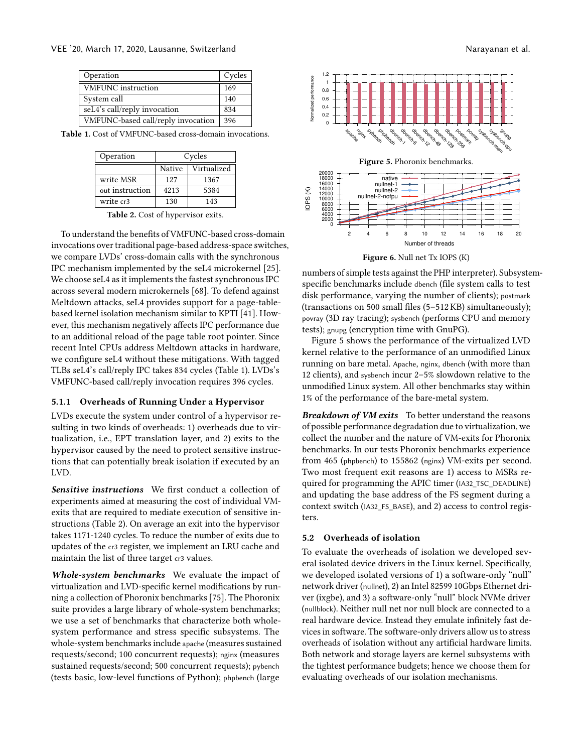| Operation | Cycles |
|---|---|
| VMFUNC instruction | 169 |
| System call | 140 |
| seL4's call/reply invocation | 834 |
| VMFUNC-based call/reply invocation | 396 |

**Table 1.** Cost of VMFUNC-based cross-domain invocations.

| Operation | Cycles | |
|---|---|---|
| | Native | Virtualized |
| write MSR | 127 | 1367 |
| out instruction | 4213 | 5384 |
| write cr3 | 130 | 143 |

**Table 2.** Cost of hypervisor exits.

To understand the benefits of VMFUNC-based cross-domain invocations over traditional page-based address-space switches, we compare LVDs' cross-domain calls with the synchronous IPC mechanism implemented by the seL4 microkernel [25]. We choose seL4 as it implements the fastest synchronous IPC across several modern microkernels [68]. To defend against Meltdown attacks, seL4 provides support for a page-table-based kernel isolation mechanism similar to KPTI [41]. However, this mechanism negatively affects IPC performance due to an additional reload of the page table root pointer. Since recent Intel CPUs address Meltdown attacks in hardware, we configure seL4 without these mitigations. With tagged TLBs seL4's call/reply IPC takes 834 cycles (Table 1). LVDs's VMFUNC-based call/reply invocation requires 396 cycles.

#### 5.1.1 Overheads of Running Under a Hypervisor

LVDs execute the system under control of a hypervisor resulting in two kinds of overheads: 1) overheads due to virtualization, i.e., EPT translation layer, and 2) exits to the hypervisor caused by the need to protect sensitive instructions that can potentially break isolation if executed by an LVD.

***Sensitive instructions*** We first conduct a collection of experiments aimed at measuring the cost of individual VM-exits that are required to mediate execution of sensitive instructions (Table 2). On average an exit into the hypervisor takes 1171-1240 cycles. To reduce the number of exits due to updates of the cr3 register, we implement an LRU cache and maintain the list of three target cr3 values.

***Whole-system benchmarks*** We evaluate the impact of virtualization and LVD-specific kernel modifications by running a collection of Phoronix benchmarks [75]. The Phoronix suite provides a large library of whole-system benchmarks; we use a set of benchmarks that characterize both whole-system performance and stress specific subsystems. The whole-system benchmarks include apache (measures sustained requests/second; 100 concurrent requests); nginx (measures sustained requests/second; 500 concurrent requests); pybench (tests basic, low-level functions of Python); phpbench (large numbers of simple tests against the PHP interpreter). Subsystem-specific benchmarks include dbench (file system calls to test disk performance, varying the number of clients); postmark (transactions on 500 small files (5–512 KB) simultaneously); povray (3D ray tracing); sysbench (performs CPU and memory tests); gnupg (encryption time with GnuPG).

**Figure 5.** Phoronix benchmarks.

**Figure 6.** Null net Tx IOPS (K)

Figure 5 shows the performance of the virtualized LVD kernel relative to the performance of an unmodified Linux running on bare metal. Apache, nginx, dbench (with more than 12 clients), and sysbench incur 2–5% slowdown relative to the unmodified Linux system. All other benchmarks stay within 1% of the performance of the bare-metal system.

***Breakdown of VM exits*** To better understand the reasons of possible performance degradation due to virtualization, we collect the number and the nature of VM-exits for Phoronix benchmarks. In our tests Phoronix benchmarks experience from 465 (phpbench) to 155862 (nginx) VM-exits per second. Two most frequent exit reasons are 1) access to MSRs required for programming the APIC timer (IA32_TSC_DEADLINE) and updating the base address of the FS segment during a context switch (IA32_FS_BASE), and 2) access to control registers.

### 5.2 Overheads of isolation

To evaluate the overheads of isolation we developed several isolated device drivers in the Linux kernel. Specifically, we developed isolated versions of 1) a software-only "null" network driver (nullnet), 2) an Intel 82599 10Gbps Ethernet driver (ixgbe), and 3) a software-only "null" block NVMe driver (nullblock). Neither null net nor null block are connected to a real hardware device. Instead they emulate infinitely fast devices in software. The software-only drivers allow us to stress overheads of isolation without any artificial hardware limits. Both network and storage layers are kernel subsystems with the tightest performance budgets; hence we choose them for evaluating overheads of our isolation mechanisms.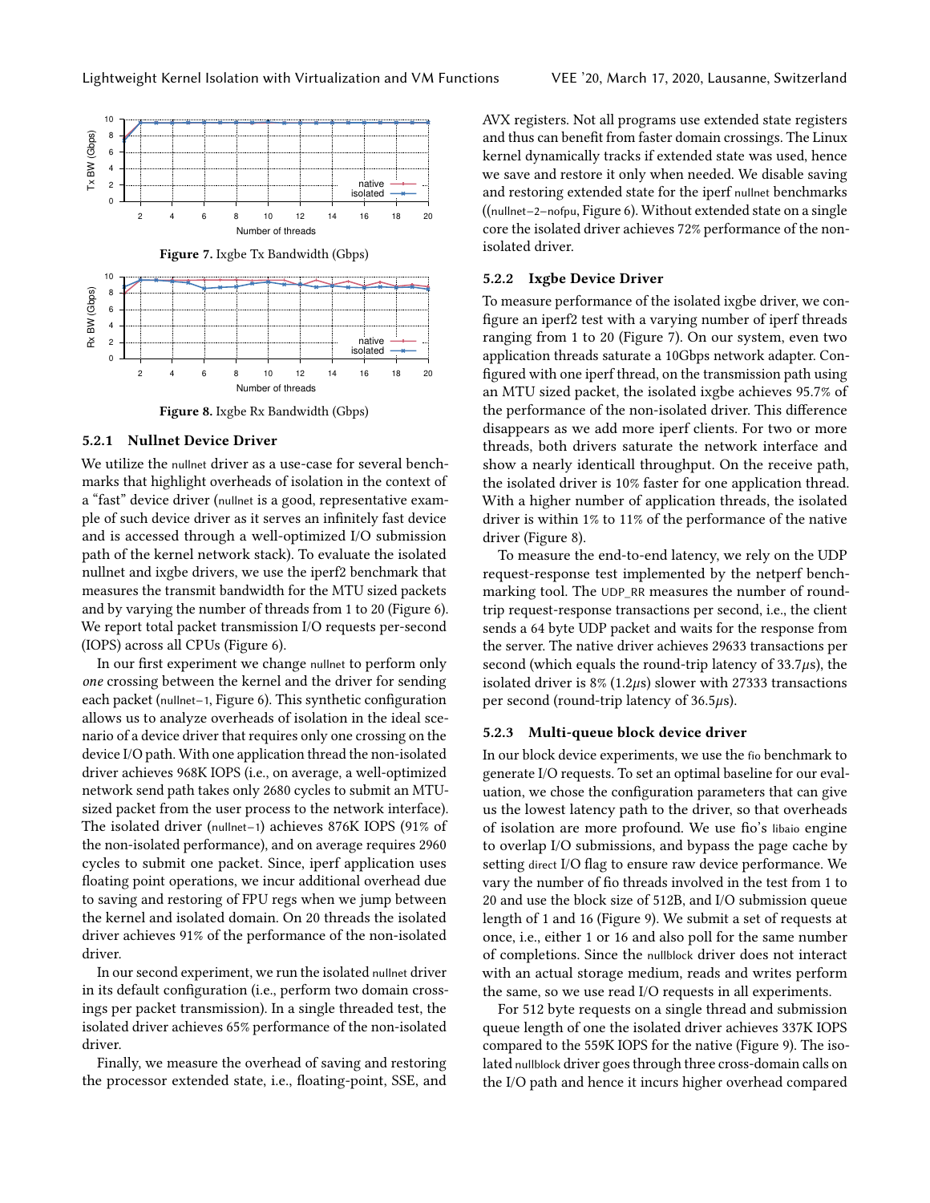Figure 7. Ixgbe Tx Bandwidth (Gbps)

Figure 8. Ixgbe Rx Bandwidth (Gbps)

### 5.2.1 Nullnet Device Driver

We utilize the nullnet driver as a use-case for several benchmarks that highlight overheads of isolation in the context of a "fast" device driver (nullnet is a good, representative example of such device driver as it serves an infinitely fast device and is accessed through a well-optimized I/O submission path of the kernel network stack). To evaluate the isolated nullnet and ixgbe drivers, we use the iperf2 benchmark that measures the transmit bandwidth for the MTU sized packets and by varying the number of threads from 1 to 20 (Figure 6). We report total packet transmission I/O requests per-second (IOPS) across all CPUs (Figure 6).

In our first experiment we change nullnet to perform only *one* crossing between the kernel and the driver for sending each packet (nullnet−1, Figure 6). This synthetic configuration allows us to analyze overheads of isolation in the ideal scenario of a device driver that requires only one crossing on the device I/O path. With one application thread the non-isolated driver achieves 968K IOPS (i.e., on average, a well-optimized network send path takes only 2680 cycles to submit an MTU-sized packet from the user process to the network interface). The isolated driver (nullnet−1) achieves 876K IOPS (91% of the non-isolated performance), and on average requires 2960 cycles to submit one packet. Since, iperf application uses floating point operations, we incur additional overhead due to saving and restoring of FPU regs when we jump between the kernel and isolated domain. On 20 threads the isolated driver achieves 91% of the performance of the non-isolated driver.

In our second experiment, we run the isolated nullnet driver in its default configuration (i.e., perform two domain crossings per packet transmission). In a single threaded test, the isolated driver achieves 65% performance of the non-isolated driver.

Finally, we measure the overhead of saving and restoring the processor extended state, i.e., floating-point, SSE, and AVX registers. Not all programs use extended state registers and thus can benefit from faster domain crossings. The Linux kernel dynamically tracks if extended state was used, hence we save and restore it only when needed. We disable saving and restoring extended state for the iperf nullnet benchmarks ((nullnet−2−nofpu, Figure 6). Without extended state on a single core the isolated driver achieves 72% performance of the non-isolated driver.

### 5.2.2 Ixgbe Device Driver

To measure performance of the isolated ixgbe driver, we configure an iperf2 test with a varying number of iperf threads ranging from 1 to 20 (Figure 7). On our system, even two application threads saturate a 10Gbps network adapter. Configured with one iperf thread, on the transmission path using an MTU sized packet, the isolated ixgbe achieves 95.7% of the performance of the non-isolated driver. This difference disappears as we add more iperf clients. For two or more threads, both drivers saturate the network interface and show a nearly identicall throughput. On the receive path, the isolated driver is 10% faster for one application thread. With a higher number of application threads, the isolated driver is within 1% to 11% of the performance of the native driver (Figure 8).

To measure the end-to-end latency, we rely on the UDP request-response test implemented by the netperf benchmarking tool. The UDP_RR measures the number of round-trip request-response transactions per second, i.e., the client sends a 64 byte UDP packet and waits for the response from the server. The native driver achieves 29633 transactions per second (which equals the round-trip latency of 33.7$\mu$s), the isolated driver is 8% (1.2$\mu$s) slower with 27333 transactions per second (round-trip latency of 36.5$\mu$s).

### 5.2.3 Multi-queue block device driver

In our block device experiments, we use the fio benchmark to generate I/O requests. To set an optimal baseline for our evaluation, we chose the configuration parameters that can give us the lowest latency path to the driver, so that overheads of isolation are more profound. We use fio's libaio engine to overlap I/O submissions, and bypass the page cache by setting direct I/O flag to ensure raw device performance. We vary the number of fio threads involved in the test from 1 to 20 and use the block size of 512B, and I/O submission queue length of 1 and 16 (Figure 9). We submit a set of requests at once, i.e., either 1 or 16 and also poll for the same number of completions. Since the nullblock driver does not interact with an actual storage medium, reads and writes perform the same, so we use read I/O requests in all experiments.

For 512 byte requests on a single thread and submission queue length of one the isolated driver achieves 337K IOPS compared to the 559K IOPS for the native (Figure 9). The isolated nullblock driver goes through three cross-domain calls on the I/O path and hence it incurs higher overhead compared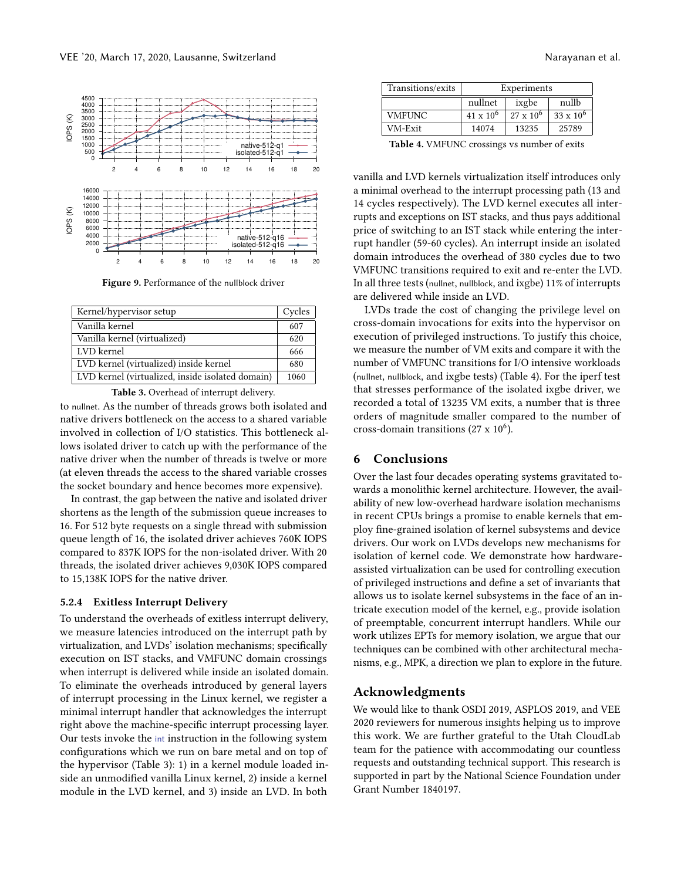Figure 9. Performance of the nullblock driver

| Kernel/hypervisor setup | Cycles |
| --- | --- |
| Vanilla kernel | 607 |
| Vanilla kernel (virtualized) | 620 |
| LVD kernel | 666 |
| LVD kernel (virtualized) inside kernel | 680 |
| LVD kernel (virtualized, inside isolated domain) | 1060 |

Table 3. Overhead of interrupt delivery.

to nullnet. As the number of threads grows both isolated and native drivers bottleneck on the access to a shared variable involved in collection of I/O statistics. This bottleneck allows isolated driver to catch up with the performance of the native driver when the number of threads is twelve or more (at eleven threads the access to the shared variable crosses the socket boundary and hence becomes more expensive).

In contrast, the gap between the native and isolated driver shortens as the length of the submission queue increases to 16. For 512 byte requests on a single thread with submission queue length of 16, the isolated driver achieves 760K IOPS compared to 837K IOPS for the non-isolated driver. With 20 threads, the isolated driver achieves 9,030K IOPS compared to 15,138K IOPS for the native driver.

#### 5.2.4 Exitless Interrupt Delivery

To understand the overheads of exitless interrupt delivery, we measure latencies introduced on the interrupt path by virtualization, and LVDs' isolation mechanisms; specifically execution on IST stacks, and VMFUNC domain crossings when interrupt is delivered while inside an isolated domain. To eliminate the overheads introduced by general layers of interrupt processing in the Linux kernel, we register a minimal interrupt handler that acknowledges the interrupt right above the machine-specific interrupt processing layer. Our tests invoke the int instruction in the following system configurations which we run on bare metal and on top of the hypervisor (Table 3): 1) in a kernel module loaded inside an unmodified vanilla Linux kernel, 2) inside a kernel module in the LVD kernel, and 3) inside an LVD. In both vanilla and LVD kernels virtualization itself introduces only a minimal overhead to the interrupt processing path (13 and 14 cycles respectively). The LVD kernel executes all interrupts and exceptions on IST stacks, and thus pays additional price of switching to an IST stack while entering the interrupt handler (59-60 cycles). An interrupt inside an isolated domain introduces the overhead of 380 cycles due to two VMFUNC transitions required to exit and re-enter the LVD. In all three tests (nullnet, nullblock, and ixgbe) 11% of interrupts are delivered while inside an LVD.

| Transitions/exits | Experiments | | |
| --- | --- | --- | --- |
| | nullnet | ixgbe | nullb |
| VMFUNC | $41 \times 10^6$ | $27 \times 10^6$ | $33 \times 10^6$ |
| VM-Exit | 14074 | 13235 | 25789 |

Table 4. VMFUNC crossings vs number of exits

LVDs trade the cost of changing the privilege level on cross-domain invocations for exits into the hypervisor on execution of privileged instructions. To justify this choice, we measure the number of VM exits and compare it with the number of VMFUNC transitions for I/O intensive workloads (nullnet, nullblock, and ixgbe tests) (Table 4). For the iperf test that stresses performance of the isolated ixgbe driver, we recorded a total of 13235 VM exits, a number that is three orders of magnitude smaller compared to the number of cross-domain transitions ($27 \times 10^6$).

## 6 Conclusions

Over the last four decades operating systems gravitated towards a monolithic kernel architecture. However, the availability of new low-overhead hardware isolation mechanisms in recent CPUs brings a promise to enable kernels that employ fine-grained isolation of kernel subsystems and device drivers. Our work on LVDs develops new mechanisms for isolation of kernel code. We demonstrate how hardware-assisted virtualization can be used for controlling execution of privileged instructions and define a set of invariants that allows us to isolate kernel subsystems in the face of an intricate execution model of the kernel, e.g., provide isolation of preemptable, concurrent interrupt handlers. While our work utilizes EPTs for memory isolation, we argue that our techniques can be combined with other architectural mechanisms, e.g., MPK, a direction we plan to explore in the future.

## Acknowledgments

We would like to thank OSDI 2019, ASPLOS 2019, and VEE 2020 reviewers for numerous insights helping us to improve this work. We are further grateful to the Utah CloudLab team for the patience with accommodating our countless requests and outstanding technical support. This research is supported in part by the National Science Foundation under Grant Number 1840197.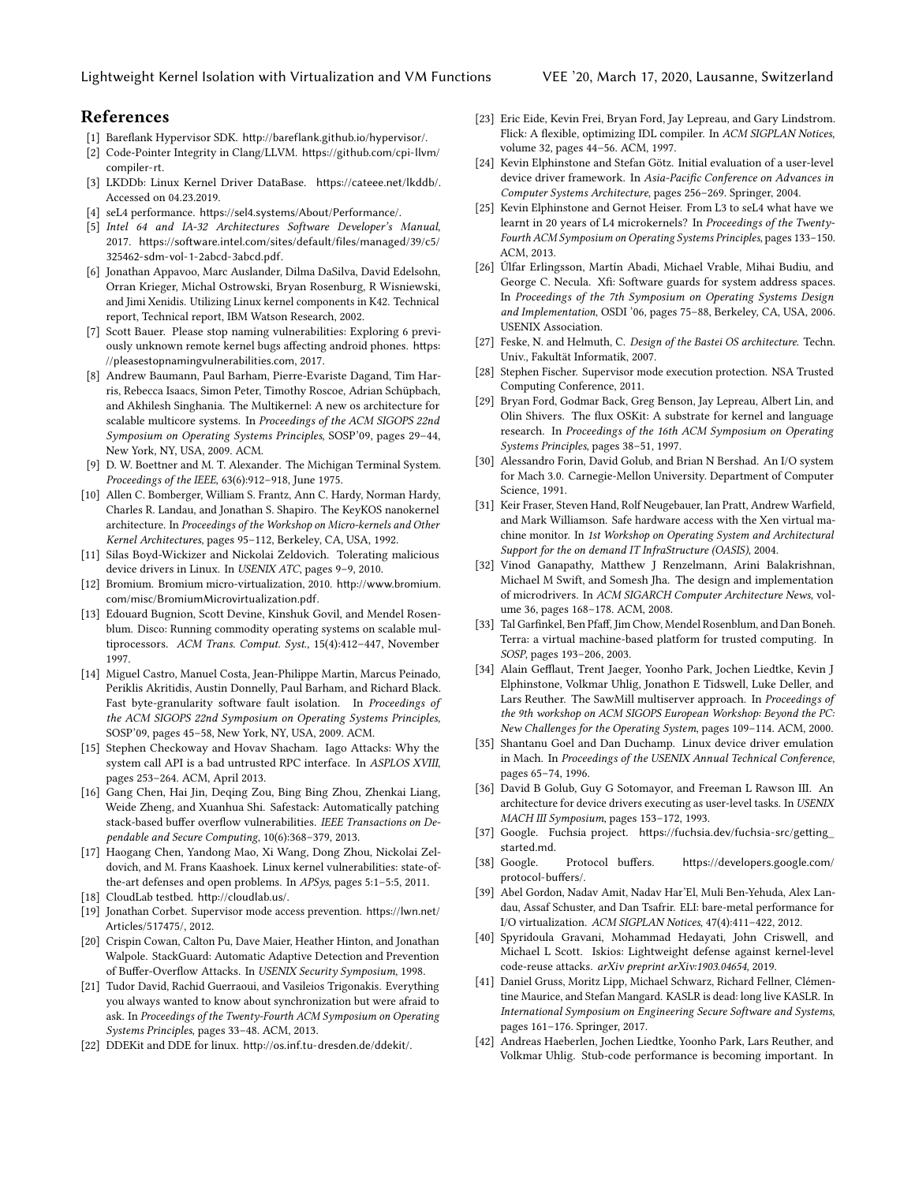## References

[1] Bareflank Hypervisor SDK. http://bareflank.github.io/hypervisor/.

[2] Code-Pointer Integrity in Clang/LLVM. https://github.com/cpi-llvm/compiler-rt.

[3] LKDDb: Linux Kernel Driver DataBase. https://cateee.net/lkddb/. Accessed on 04.23.2019.

[4] seL4 performance. https://sel4.systems/About/Performance/.

[5] *Intel 64 and IA-32 Architectures Software Developer's Manual*, 2017. https://software.intel.com/sites/default/files/managed/39/c5/325462-sdm-vol-1-2abcd-3abcd.pdf.

[6] Jonathan Appavoo, Marc Auslander, Dilma DaSilva, David Edelsohn, Orran Krieger, Michal Ostrowski, Bryan Rosenburg, R Wisniewski, and Jimi Xenidis. Utilizing Linux kernel components in K42. Technical report, Technical report, IBM Watson Research, 2002.

[7] Scott Bauer. Please stop naming vulnerabilities: Exploring 6 previously unknown remote kernel bugs affecting android phones. https://pleasestopnamingvulnerabilities.com, 2017.

[8] Andrew Baumann, Paul Barham, Pierre-Evariste Dagand, Tim Harris, Rebecca Isaacs, Simon Peter, Timothy Roscoe, Adrian Schüpbach, and Akhilesh Singhania. The Multikernel: A new os architecture for scalable multicore systems. In *Proceedings of the ACM SIGOPS 22nd Symposium on Operating Systems Principles*, SOSP'09, pages 29–44, New York, NY, USA, 2009. ACM.

[9] D. W. Boettner and M. T. Alexander. The Michigan Terminal System. *Proceedings of the IEEE*, 63(6):912–918, June 1975.

[10] Allen C. Bomberger, William S. Frantz, Ann C. Hardy, Norman Hardy, Charles R. Landau, and Jonathan S. Shapiro. The KeyKOS nanokernel architecture. In *Proceedings of the Workshop on Micro-kernels and Other Kernel Architectures*, pages 95–112, Berkeley, CA, USA, 1992.

[11] Silas Boyd-Wickizer and Nickolai Zeldovich. Tolerating malicious device drivers in Linux. In *USENIX ATC*, pages 9–9, 2010.

[12] Bromium. Bromium micro-virtualization, 2010. http://www.bromium.com/misc/BromiumMicrovirtualization.pdf.

[13] Edouard Bugnion, Scott Devine, Kinshuk Govil, and Mendel Rosenblum. Disco: Running commodity operating systems on scalable multiprocessors. *ACM Trans. Comput. Syst.*, 15(4):412–447, November 1997.

[14] Miguel Castro, Manuel Costa, Jean-Philippe Martin, Marcus Peinado, Periklis Akritidis, Austin Donnelly, Paul Barham, and Richard Black. Fast byte-granularity software fault isolation. In *Proceedings of the ACM SIGOPS 22nd Symposium on Operating Systems Principles*, SOSP'09, pages 45–58, New York, NY, USA, 2009. ACM.

[15] Stephen Checkoway and Hovav Shacham. Iago Attacks: Why the system call API is a bad untrusted RPC interface. In *ASPLOS XVIII*, pages 253–264. ACM, April 2013.

[16] Gang Chen, Hai Jin, Deqing Zou, Bing Bing Zhou, Zhenkai Liang, Weide Zheng, and Xuanhua Shi. Safestack: Automatically patching stack-based buffer overflow vulnerabilities. *IEEE Transactions on Dependable and Secure Computing*, 10(6):368–379, 2013.

[17] Haogang Chen, Yandong Mao, Xi Wang, Dong Zhou, Nickolai Zeldovich, and M. Frans Kaashoek. Linux kernel vulnerabilities: state-of-the-art defenses and open problems. In *APSys*, pages 5:1–5:5, 2011.

[18] CloudLab testbed. http://cloudlab.us/.

[19] Jonathan Corbet. Supervisor mode access prevention. https://lwn.net/Articles/517475/, 2012.

[20] Crispin Cowan, Calton Pu, Dave Maier, Heather Hinton, and Jonathan Walpole. StackGuard: Automatic Adaptive Detection and Prevention of Buffer-Overflow Attacks. In *USENIX Security Symposium*, 1998.

[21] Tudor David, Rachid Guerraoui, and Vasileios Trigonakis. Everything you always wanted to know about synchronization but were afraid to ask. In *Proceedings of the Twenty-Fourth ACM Symposium on Operating Systems Principles*, pages 33–48. ACM, 2013.

[22] DDEKit and DDE for linux. http://os.inf.tu-dresden.de/ddekit/.

[23] Eric Eide, Kevin Frei, Bryan Ford, Jay Lepreau, and Gary Lindstrom. Flick: A flexible, optimizing IDL compiler. In *ACM SIGPLAN Notices*, volume 32, pages 44–56. ACM, 1997.

[24] Kevin Elphinstone and Stefan Götz. Initial evaluation of a user-level device driver framework. In *Asia-Pacific Conference on Advances in Computer Systems Architecture*, pages 256–269. Springer, 2004.

[25] Kevin Elphinstone and Gernot Heiser. From L3 to seL4 what have we learnt in 20 years of L4 microkernels? In *Proceedings of the Twenty-Fourth ACM Symposium on Operating Systems Principles*, pages 133–150. ACM, 2013.

[26] Úlfar Erlingsson, Martín Abadi, Michael Vrable, Mihai Budiu, and George C. Necula. Xfi: Software guards for system address spaces. In *Proceedings of the 7th Symposium on Operating Systems Design and Implementation*, OSDI '06, pages 75–88, Berkeley, CA, USA, 2006. USENIX Association.

[27] Feske, N. and Helmuth, C. *Design of the Bastei OS architecture*. Techn. Univ., Fakultät Informatik, 2007.

[28] Stephen Fischer. Supervisor mode execution protection. NSA Trusted Computing Conference, 2011.

[29] Bryan Ford, Godmar Back, Greg Benson, Jay Lepreau, Albert Lin, and Olin Shivers. The flux OSKit: A substrate for kernel and language research. In *Proceedings of the 16th ACM Symposium on Operating Systems Principles*, pages 38–51, 1997.

[30] Alessandro Forin, David Golub, and Brian N Bershad. An I/O system for Mach 3.0. Carnegie-Mellon University. Department of Computer Science, 1991.

[31] Keir Fraser, Steven Hand, Rolf Neugebauer, Ian Pratt, Andrew Warfield, and Mark Williamson. Safe hardware access with the Xen virtual machine monitor. In *1st Workshop on Operating System and Architectural Support for the on demand IT InfraStructure (OASIS)*, 2004.

[32] Vinod Ganapathy, Matthew J Renzelmann, Arini Balakrishnan, Michael M Swift, and Somesh Jha. The design and implementation of microdrivers. In *ACM SIGARCH Computer Architecture News*, volume 36, pages 168–178. ACM, 2008.

[33] Tal Garfinkel, Ben Pfaff, Jim Chow, Mendel Rosenblum, and Dan Boneh. Terra: a virtual machine-based platform for trusted computing. In *SOSP*, pages 193–206, 2003.

[34] Alain Gefflaut, Trent Jaeger, Yoonho Park, Jochen Liedtke, Kevin J Elphinstone, Volkmar Uhlig, Jonathon E Tidswell, Luke Deller, and Lars Reuther. The SawMill multiserver approach. In *Proceedings of the 9th workshop on ACM SIGOPS European Workshop: Beyond the PC: New Challenges for the Operating System*, pages 109–114. ACM, 2000.

[35] Shantanu Goel and Dan Duchamp. Linux device driver emulation in Mach. In *Proceedings of the USENIX Annual Technical Conference*, pages 65–74, 1996.

[36] David B Golub, Guy G Sotomayor, and Freeman L Rawson III. An architecture for device drivers executing as user-level tasks. In *USENIX MACH III Symposium*, pages 153–172, 1993.

[37] Google. Fuchsia project. https://fuchsia.dev/fuchsia-src/getting_started.md.

[38] Google. Protocol buffers. https://developers.google.com/protocol-buffers/.

[39] Abel Gordon, Nadav Amit, Nadav Har'El, Muli Ben-Yehuda, Alex Landau, Assaf Schuster, and Dan Tsafrir. ELI: bare-metal performance for I/O virtualization. *ACM SIGPLAN Notices*, 47(4):411–422, 2012.

[40] Spyridoula Gravani, Mohammad Hedayati, John Criswell, and Michael L Scott. Iskios: Lightweight defense against kernel-level code-reuse attacks. *arXiv preprint arXiv:1903.04654*, 2019.

[41] Daniel Gruss, Moritz Lipp, Michael Schwarz, Richard Fellner, Clémentine Maurice, and Stefan Mangard. KASLR is dead: long live KASLR. In *International Symposium on Engineering Secure Software and Systems*, pages 161–176. Springer, 2017.

[42] Andreas Haeberlen, Jochen Liedtke, Yoonho Park, Lars Reuther, and Volkmar Uhlig. Stub-code performance is becoming important. In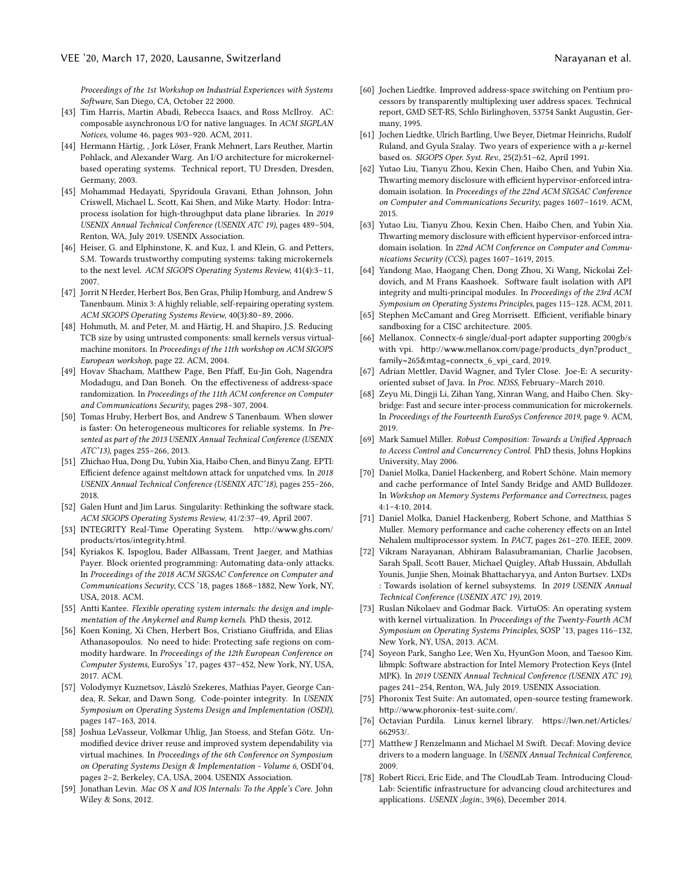*Proceedings of the 1st Workshop on Industrial Experiences with Systems Software*, San Diego, CA, October 22 2000.

[43] Tim Harris, Martin Abadi, Rebecca Isaacs, and Ross McIlroy. AC: composable asynchronous I/O for native languages. In *ACM SIGPLAN Notices*, volume 46, pages 903–920. ACM, 2011.

[44] Hermann Härtig, , Jork Löser, Frank Mehnert, Lars Reuther, Martin Pohlack, and Alexander Warg. An I/O architecture for microkernel-based operating systems. Technical report, TU Dresden, Dresden, Germany, 2003.

[45] Mohammad Hedayati, Spyridoula Gravani, Ethan Johnson, John Criswell, Michael L. Scott, Kai Shen, and Mike Marty. Hodor: Intra-process isolation for high-throughput data plane libraries. In *2019 USENIX Annual Technical Conference (USENIX ATC 19)*, pages 489–504, Renton, WA, July 2019. USENIX Association.

[46] Heiser, G. and Elphinstone, K. and Kuz, I. and Klein, G. and Petters, S.M. Towards trustworthy computing systems: taking microkernels to the next level. *ACM SIGOPS Operating Systems Review*, 41(4):3–11, 2007.

[47] Jorrit N Herder, Herbert Bos, Ben Gras, Philip Homburg, and Andrew S Tanenbaum. Minix 3: A highly reliable, self-repairing operating system. *ACM SIGOPS Operating Systems Review*, 40(3):80–89, 2006.

[48] Hohmuth, M. and Peter, M. and Härtig, H. and Shapiro, J.S. Reducing TCB size by using untrusted components: small kernels versus virtual-machine monitors. In *Proceedings of the 11th workshop on ACM SIGOPS European workshop*, page 22. ACM, 2004.

[49] Hovav Shacham, Matthew Page, Ben Pfaff, Eu-Jin Goh, Nagendra Modadugu, and Dan Boneh. On the effectiveness of address-space randomization. In *Proceedings of the 11th ACM conference on Computer and Communications Security*, pages 298–307, 2004.

[50] Tomas Hruby, Herbert Bos, and Andrew S Tanenbaum. When slower is faster: On heterogeneous multicores for reliable systems. In *Presented as part of the 2013 USENIX Annual Technical Conference (USENIX ATC'13)*, pages 255–266, 2013.

[51] Zhichao Hua, Dong Du, Yubin Xia, Haibo Chen, and Binyu Zang. EPTI: Efficient defence against meltdown attack for unpatched vms. In *2018 USENIX Annual Technical Conference (USENIX ATC'18)*, pages 255–266, 2018.

[52] Galen Hunt and Jim Larus. Singularity: Rethinking the software stack. *ACM SIGOPS Operating Systems Review*, 41/2:37–49, April 2007.

[53] INTEGRITY Real-Time Operating System. http://www.ghs.com/products/rtos/integrity.html.

[54] Kyriakos K. Ispoglou, Bader AlBassam, Trent Jaeger, and Mathias Payer. Block oriented programming: Automating data-only attacks. In *Proceedings of the 2018 ACM SIGSAC Conference on Computer and Communications Security*, CCS '18, pages 1868–1882, New York, NY, USA, 2018. ACM.

[55] Antti Kantee. *Flexible operating system internals: the design and implementation of the Anykernel and Rump kernels*. PhD thesis, 2012.

[56] Koen Koning, Xi Chen, Herbert Bos, Cristiano Giuffrida, and Elias Athanasopoulos. No need to hide: Protecting safe regions on commodity hardware. In *Proceedings of the 12th European Conference on Computer Systems*, EuroSys '17, pages 437–452, New York, NY, USA, 2017. ACM.

[57] Volodymyr Kuznetsov, László Szekeres, Mathias Payer, George Candea, R. Sekar, and Dawn Song. Code-pointer integrity. In *USENIX Symposium on Operating Systems Design and Implementation (OSDI)*, pages 147–163, 2014.

[58] Joshua LeVasseur, Volkmar Uhlig, Jan Stoess, and Stefan Götz. Unmodified device driver reuse and improved system dependability via virtual machines. In *Proceedings of the 6th Conference on Symposium on Operating Systems Design & Implementation - Volume 6*, OSDI'04, pages 2–2, Berkeley, CA, USA, 2004. USENIX Association.

[59] Jonathan Levin. *Mac OS X and IOS Internals: To the Apple's Core*. John Wiley & Sons, 2012.

[60] Jochen Liedtke. Improved address-space switching on Pentium processors by transparently multiplexing user address spaces. Technical report, GMD SET-RS, Schlo Birlinghoven, 53754 Sankt Augustin, Germany, 1995.

[61] Jochen Liedtke, Ulrich Bartling, Uwe Beyer, Dietmar Heinrichs, Rudolf Ruland, and Gyula Szalay. Two years of experience with a $\mu$-kernel based os. *SIGOPS Oper. Syst. Rev.*, 25(2):51–62, April 1991.

[62] Yutao Liu, Tianyu Zhou, Kexin Chen, Haibo Chen, and Yubin Xia. Thwarting memory disclosure with efficient hypervisor-enforced intra-domain isolation. In *Proceedings of the 22nd ACM SIGSAC Conference on Computer and Communications Security*, pages 1607–1619. ACM, 2015.

[63] Yutao Liu, Tianyu Zhou, Kexin Chen, Haibo Chen, and Yubin Xia. Thwarting memory disclosure with efficient hypervisor-enforced intra-domain isolation. In *22nd ACM Conference on Computer and Communications Security (CCS)*, pages 1607–1619, 2015.

[64] Yandong Mao, Haogang Chen, Dong Zhou, Xi Wang, Nickolai Zeldovich, and M Frans Kaashoek. Software fault isolation with API integrity and multi-principal modules. In *Proceedings of the 23rd ACM Symposium on Operating Systems Principles*, pages 115–128. ACM, 2011.

[65] Stephen McCamant and Greg Morrisett. Efficient, verifiable binary sandboxing for a CISC architecture. 2005.

[66] Mellanox. Connectx-6 single/dual-port adapter supporting 200gb/s with vpi. http://www.mellanox.com/page/products_dyn?product_family=265&mtag=connectx_6_vpi_card, 2019.

[67] Adrian Mettler, David Wagner, and Tyler Close. Joe-E: A security-oriented subset of Java. In *Proc. NDSS*, February–March 2010.

[68] Zeyu Mi, Dingji Li, Zihan Yang, Xinran Wang, and Haibo Chen. Skybridge: Fast and secure inter-process communication for microkernels. In *Proceedings of the Fourteenth EuroSys Conference 2019*, page 9. ACM, 2019.

[69] Mark Samuel Miller. *Robust Composition: Towards a Unified Approach to Access Control and Concurrency Control*. PhD thesis, Johns Hopkins University, May 2006.

[70] Daniel Molka, Daniel Hackenberg, and Robert Schöne. Main memory and cache performance of Intel Sandy Bridge and AMD Bulldozer. In *Workshop on Memory Systems Performance and Correctness*, pages 4:1–4:10, 2014.

[71] Daniel Molka, Daniel Hackenberg, Robert Schone, and Matthias S Muller. Memory performance and cache coherency effects on an Intel Nehalem multiprocessor system. In *PACT*, pages 261–270. IEEE, 2009.

[72] Vikram Narayanan, Abhiram Balasubramanian, Charlie Jacobsen, Sarah Spall, Scott Bauer, Michael Quigley, Aftab Hussain, Abdullah Younis, Junjie Shen, Moinak Bhattacharyya, and Anton Burtsev. LXDs : Towards isolation of kernel subsystems. In *2019 USENIX Annual Technical Conference (USENIX ATC 19)*, 2019.

[73] Ruslan Nikolaev and Godmar Back. VirtuOS: An operating system with kernel virtualization. In *Proceedings of the Twenty-Fourth ACM Symposium on Operating Systems Principles*, SOSP '13, pages 116–132, New York, NY, USA, 2013. ACM.

[74] Soyeon Park, Sangho Lee, Wen Xu, HyunGon Moon, and Taesoo Kim. libmpk: Software abstraction for Intel Memory Protection Keys (Intel MPK). In *2019 USENIX Annual Technical Conference (USENIX ATC 19)*, pages 241–254, Renton, WA, July 2019. USENIX Association.

[75] Phoronix Test Suite: An automated, open-source testing framework. http://www.phoronix-test-suite.com/.

[76] Octavian Purdila. Linux kernel library. https://lwn.net/Articles/662953/.

[77] Matthew J Renzelmann and Michael M Swift. Decaf: Moving device drivers to a modern language. In *USENIX Annual Technical Conference*, 2009.

[78] Robert Ricci, Eric Eide, and The CloudLab Team. Introducing CloudLab: Scientific infrastructure for advancing cloud architectures and applications. *USENIX ;login:*, 39(6), December 2014.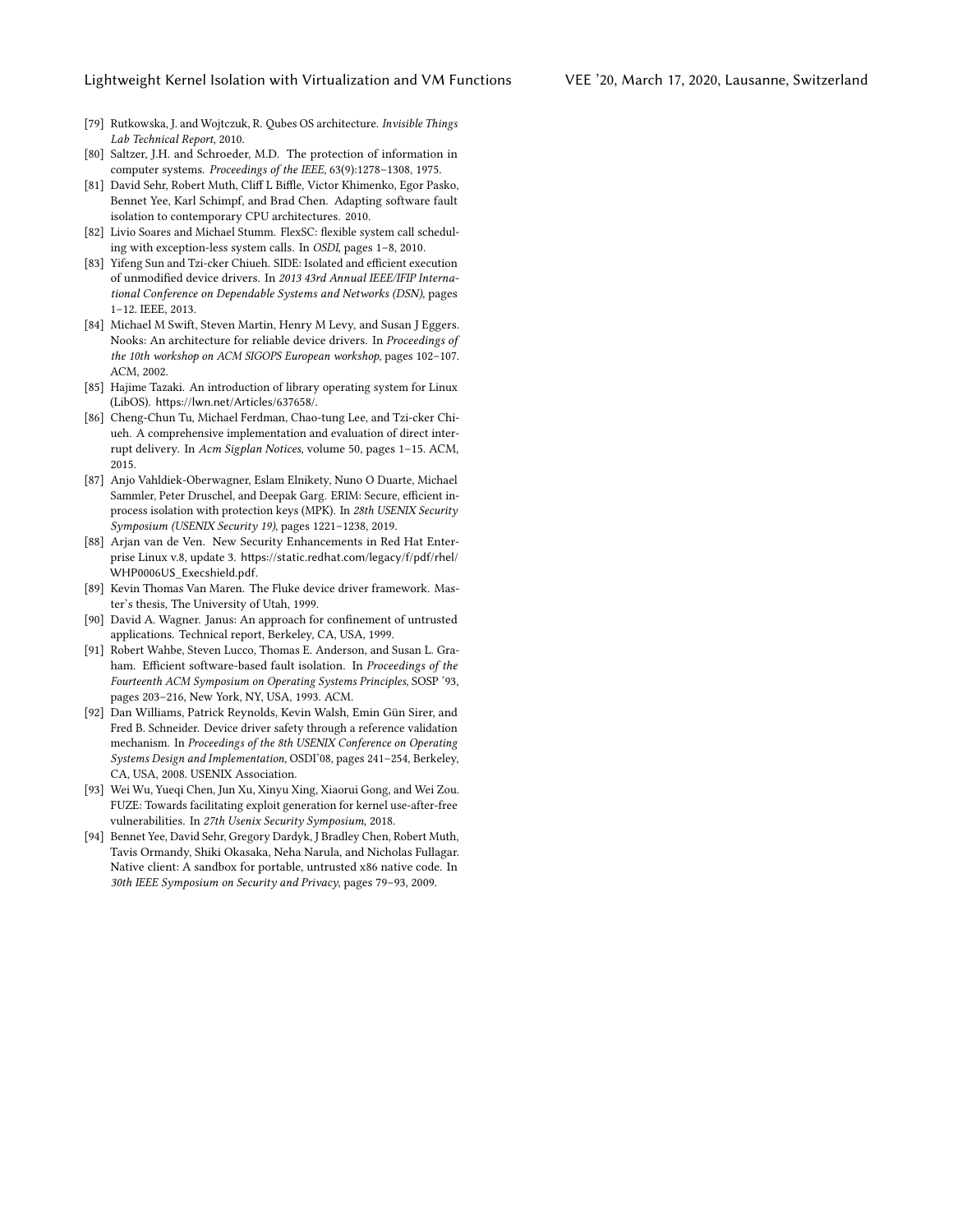[79] Rutkowska, J. and Wojtczuk, R. Qubes OS architecture. *Invisible Things Lab Technical Report*, 2010.

[80] Saltzer, J.H. and Schroeder, M.D. The protection of information in computer systems. *Proceedings of the IEEE*, 63(9):1278–1308, 1975.

[81] David Sehr, Robert Muth, Cliff L Biffle, Victor Khimenko, Egor Pasko, Bennet Yee, Karl Schimpf, and Brad Chen. Adapting software fault isolation to contemporary CPU architectures. 2010.

[82] Livio Soares and Michael Stumm. FlexSC: flexible system call scheduling with exception-less system calls. In *OSDI*, pages 1–8, 2010.

[83] Yifeng Sun and Tzi-cker Chiueh. SIDE: Isolated and efficient execution of unmodified device drivers. In *2013 43rd Annual IEEE/IFIP International Conference on Dependable Systems and Networks (DSN)*, pages 1–12. IEEE, 2013.

[84] Michael M Swift, Steven Martin, Henry M Levy, and Susan J Eggers. Nooks: An architecture for reliable device drivers. In *Proceedings of the 10th workshop on ACM SIGOPS European workshop*, pages 102–107. ACM, 2002.

[85] Hajime Tazaki. An introduction of library operating system for Linux (LibOS). https://lwn.net/Articles/637658/.

[86] Cheng-Chun Tu, Michael Ferdman, Chao-tung Lee, and Tzi-cker Chiueh. A comprehensive implementation and evaluation of direct interrupt delivery. In *Acm Sigplan Notices*, volume 50, pages 1–15. ACM, 2015.

[87] Anjo Vahldiek-Oberwagner, Eslam Elnikety, Nuno O Duarte, Michael Sammler, Peter Druschel, and Deepak Garg. ERIM: Secure, efficient in-process isolation with protection keys (MPK). In *28th USENIX Security Symposium (USENIX Security 19)*, pages 1221–1238, 2019.

[88] Arjan van de Ven. New Security Enhancements in Red Hat Enterprise Linux v.8, update 3. https://static.redhat.com/legacy/f/pdf/rhel/WHP0006US_Execshield.pdf.

[89] Kevin Thomas Van Maren. The Fluke device driver framework. Master's thesis, The University of Utah, 1999.

[90] David A. Wagner. Janus: An approach for confinement of untrusted applications. Technical report, Berkeley, CA, USA, 1999.

[91] Robert Wahbe, Steven Lucco, Thomas E. Anderson, and Susan L. Graham. Efficient software-based fault isolation. In *Proceedings of the Fourteenth ACM Symposium on Operating Systems Principles*, SOSP '93, pages 203–216, New York, NY, USA, 1993. ACM.

[92] Dan Williams, Patrick Reynolds, Kevin Walsh, Emin Gün Sirer, and Fred B. Schneider. Device driver safety through a reference validation mechanism. In *Proceedings of the 8th USENIX Conference on Operating Systems Design and Implementation*, OSDI'08, pages 241–254, Berkeley, CA, USA, 2008. USENIX Association.

[93] Wei Wu, Yueqi Chen, Jun Xu, Xinyu Xing, Xiaorui Gong, and Wei Zou. FUZE: Towards facilitating exploit generation for kernel use-after-free vulnerabilities. In *27th Usenix Security Symposium*, 2018.

[94] Bennet Yee, David Sehr, Gregory Dardyk, J Bradley Chen, Robert Muth, Tavis Ormandy, Shiki Okasaka, Neha Narula, and Nicholas Fullagar. Native client: A sandbox for portable, untrusted x86 native code. In *30th IEEE Symposium on Security and Privacy*, pages 79–93, 2009.